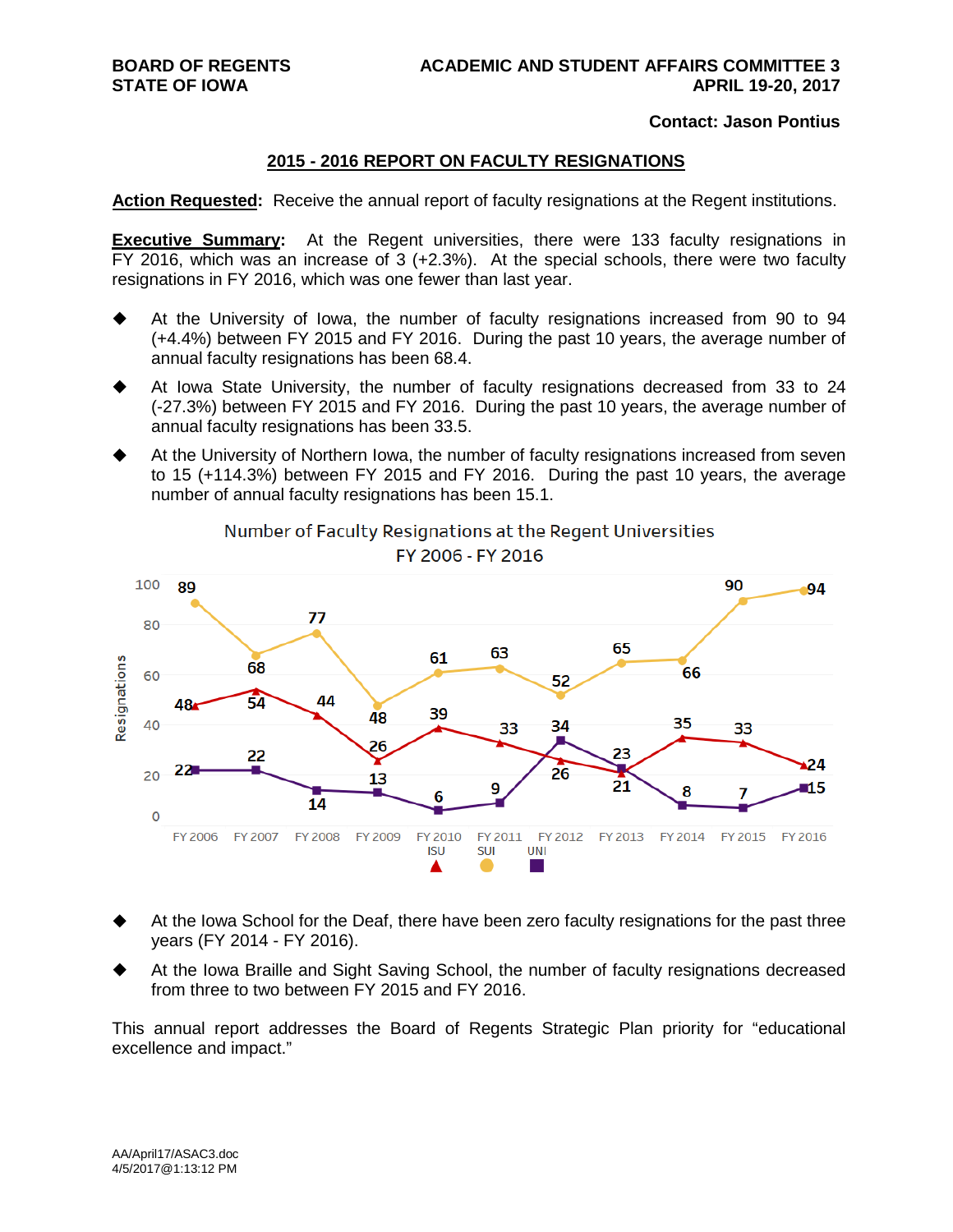**BOARD OF REGENTS**
**STATE OF IOWA**

**ACADEMIC AND STUDENT AFFAIRS COMMITTEE 3**
**APRIL 19-20, 2017**

**Contact: Jason Pontius**

## 2015 - 2016 REPORT ON FACULTY RESIGNATIONS

**Action Requested:** Receive the annual report of faculty resignations at the Regent institutions.

**Executive Summary:** At the Regent universities, there were 133 faculty resignations in FY 2016, which was an increase of 3 (+2.3%). At the special schools, there were two faculty resignations in FY 2016, which was one fewer than last year.

- At the University of Iowa, the number of faculty resignations increased from 90 to 94 (+4.4%) between FY 2015 and FY 2016. During the past 10 years, the average number of annual faculty resignations has been 68.4.
- At Iowa State University, the number of faculty resignations decreased from 33 to 24 (-27.3%) between FY 2015 and FY 2016. During the past 10 years, the average number of annual faculty resignations has been 33.5.
- At the University of Northern Iowa, the number of faculty resignations increased from seven to 15 (+114.3%) between FY 2015 and FY 2016. During the past 10 years, the average number of annual faculty resignations has been 15.1.

Number of Faculty Resignations at the Regent Universities
FY 2006 - FY 2016

| | FY 2006 | FY 2007 | FY 2008 | FY 2009 | FY 2010 | FY 2011 | FY 2012 | FY 2013 | FY 2014 | FY 2015 | FY 2016 |
|---|---|---|---|---|---|---|---|---|---|---|---|
| ISU | 48 | 54 | 44 | 26 | 39 | 33 | 26 | 21 | 35 | 33 | 24 |
| SUI | 89 | 68 | 77 | 48 | 61 | 63 | 52 | 65 | 66 | 90 | 94 |
| UNI | 22 | 22 | 14 | 13 | 6 | 9 | 34 | 23 | 8 | 7 | 15 |

- At the Iowa School for the Deaf, there have been zero faculty resignations for the past three years (FY 2014 - FY 2016).
- At the Iowa Braille and Sight Saving School, the number of faculty resignations decreased from three to two between FY 2015 and FY 2016.

This annual report addresses the Board of Regents Strategic Plan priority for "educational excellence and impact."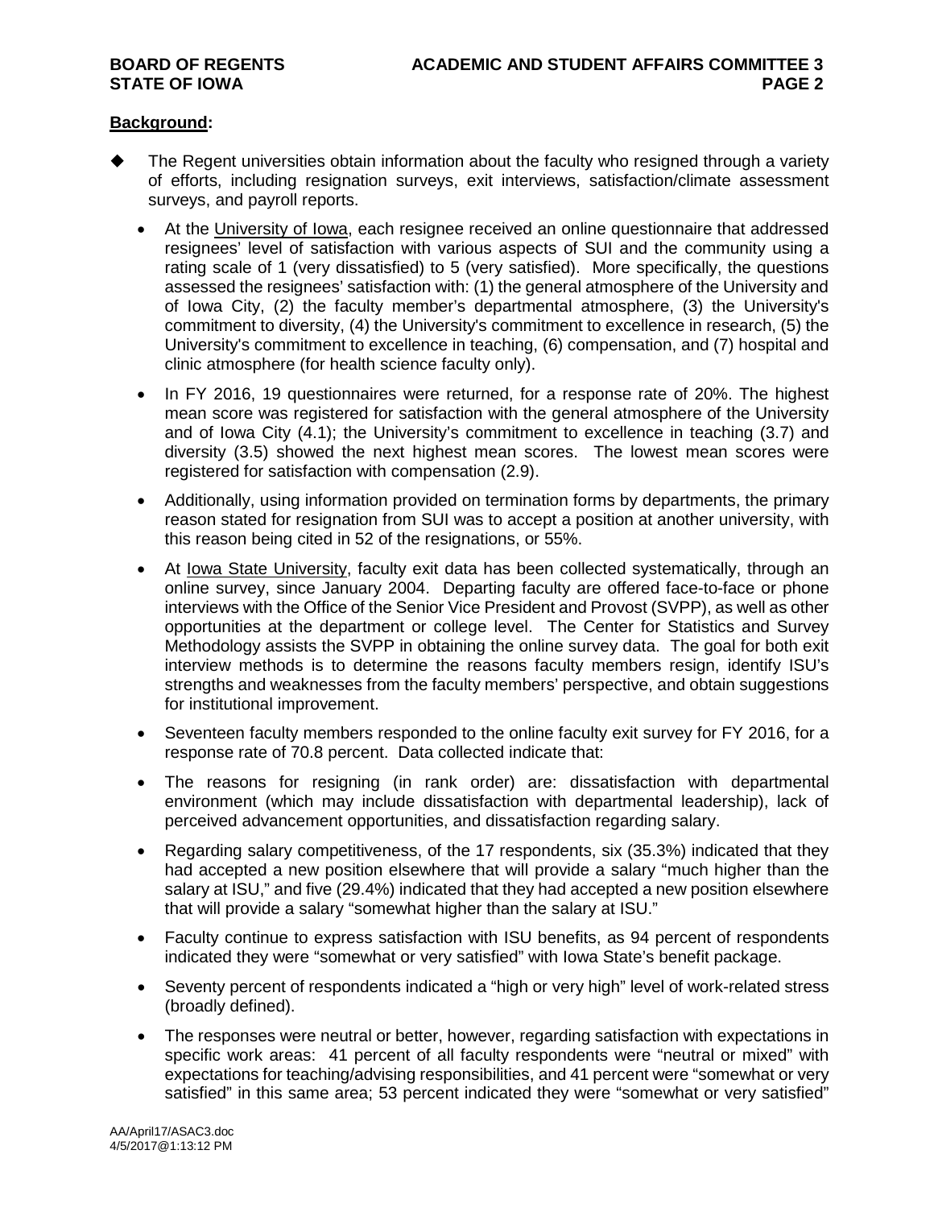## **Background:**

- The Regent universities obtain information about the faculty who resigned through a variety of efforts, including resignation surveys, exit interviews, satisfaction/climate assessment surveys, and payroll reports.
  - At the University of Iowa, each resignee received an online questionnaire that addressed resignees' level of satisfaction with various aspects of SUI and the community using a rating scale of 1 (very dissatisfied) to 5 (very satisfied). More specifically, the questions assessed the resignees' satisfaction with: (1) the general atmosphere of the University and of Iowa City, (2) the faculty member's departmental atmosphere, (3) the University's commitment to diversity, (4) the University's commitment to excellence in research, (5) the University's commitment to excellence in teaching, (6) compensation, and (7) hospital and clinic atmosphere (for health science faculty only).
  - In FY 2016, 19 questionnaires were returned, for a response rate of 20%. The highest mean score was registered for satisfaction with the general atmosphere of the University and of Iowa City (4.1); the University's commitment to excellence in teaching (3.7) and diversity (3.5) showed the next highest mean scores. The lowest mean scores were registered for satisfaction with compensation (2.9).
  - Additionally, using information provided on termination forms by departments, the primary reason stated for resignation from SUI was to accept a position at another university, with this reason being cited in 52 of the resignations, or 55%.
  - At Iowa State University, faculty exit data has been collected systematically, through an online survey, since January 2004. Departing faculty are offered face-to-face or phone interviews with the Office of the Senior Vice President and Provost (SVPP), as well as other opportunities at the department or college level. The Center for Statistics and Survey Methodology assists the SVPP in obtaining the online survey data. The goal for both exit interview methods is to determine the reasons faculty members resign, identify ISU's strengths and weaknesses from the faculty members' perspective, and obtain suggestions for institutional improvement.
  - Seventeen faculty members responded to the online faculty exit survey for FY 2016, for a response rate of 70.8 percent. Data collected indicate that:
  - The reasons for resigning (in rank order) are: dissatisfaction with departmental environment (which may include dissatisfaction with departmental leadership), lack of perceived advancement opportunities, and dissatisfaction regarding salary.
  - Regarding salary competitiveness, of the 17 respondents, six (35.3%) indicated that they had accepted a new position elsewhere that will provide a salary "much higher than the salary at ISU," and five (29.4%) indicated that they had accepted a new position elsewhere that will provide a salary "somewhat higher than the salary at ISU."
  - Faculty continue to express satisfaction with ISU benefits, as 94 percent of respondents indicated they were "somewhat or very satisfied" with Iowa State's benefit package.
  - Seventy percent of respondents indicated a "high or very high" level of work-related stress (broadly defined).
  - The responses were neutral or better, however, regarding satisfaction with expectations in specific work areas: 41 percent of all faculty respondents were "neutral or mixed" with expectations for teaching/advising responsibilities, and 41 percent were "somewhat or very satisfied" in this same area; 53 percent indicated they were "somewhat or very satisfied"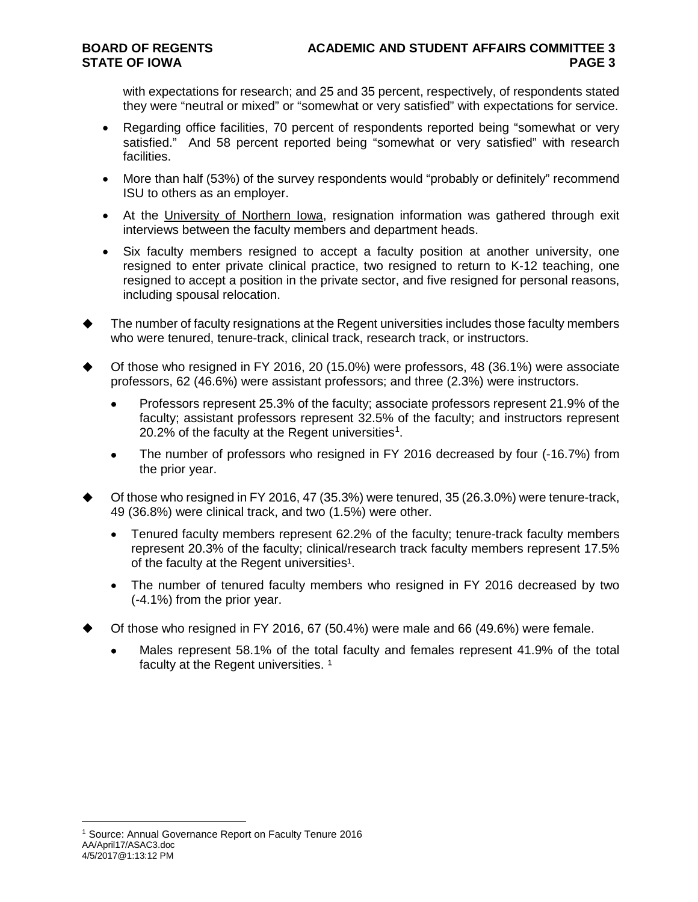with expectations for research; and 25 and 35 percent, respectively, of respondents stated they were "neutral or mixed" or "somewhat or very satisfied" with expectations for service.

- Regarding office facilities, 70 percent of respondents reported being "somewhat or very satisfied." And 58 percent reported being "somewhat or very satisfied" with research facilities.
- More than half (53%) of the survey respondents would "probably or definitely" recommend ISU to others as an employer.
- At the University of Northern Iowa, resignation information was gathered through exit interviews between the faculty members and department heads.
- Six faculty members resigned to accept a faculty position at another university, one resigned to enter private clinical practice, two resigned to return to K-12 teaching, one resigned to accept a position in the private sector, and five resigned for personal reasons, including spousal relocation.

◆ The number of faculty resignations at the Regent universities includes those faculty members who were tenured, tenure-track, clinical track, research track, or instructors.

◆ Of those who resigned in FY 2016, 20 (15.0%) were professors, 48 (36.1%) were associate professors, 62 (46.6%) were assistant professors; and three (2.3%) were instructors.

- Professors represent 25.3% of the faculty; associate professors represent 21.9% of the faculty; assistant professors represent 32.5% of the faculty; and instructors represent 20.2% of the faculty at the Regent universities[1].
- The number of professors who resigned in FY 2016 decreased by four (-16.7%) from the prior year.

◆ Of those who resigned in FY 2016, 47 (35.3%) were tenured, 35 (26.3.0%) were tenure-track, 49 (36.8%) were clinical track, and two (1.5%) were other.

- Tenured faculty members represent 62.2% of the faculty; tenure-track faculty members represent 20.3% of the faculty; clinical/research track faculty members represent 17.5% of the faculty at the Regent universities[1].
- The number of tenured faculty members who resigned in FY 2016 decreased by two (-4.1%) from the prior year.

◆ Of those who resigned in FY 2016, 67 (50.4%) were male and 66 (49.6%) were female.

- Males represent 58.1% of the total faculty and females represent 41.9% of the total faculty at the Regent universities. [1]

[1] Source: Annual Governance Report on Faculty Tenure 2016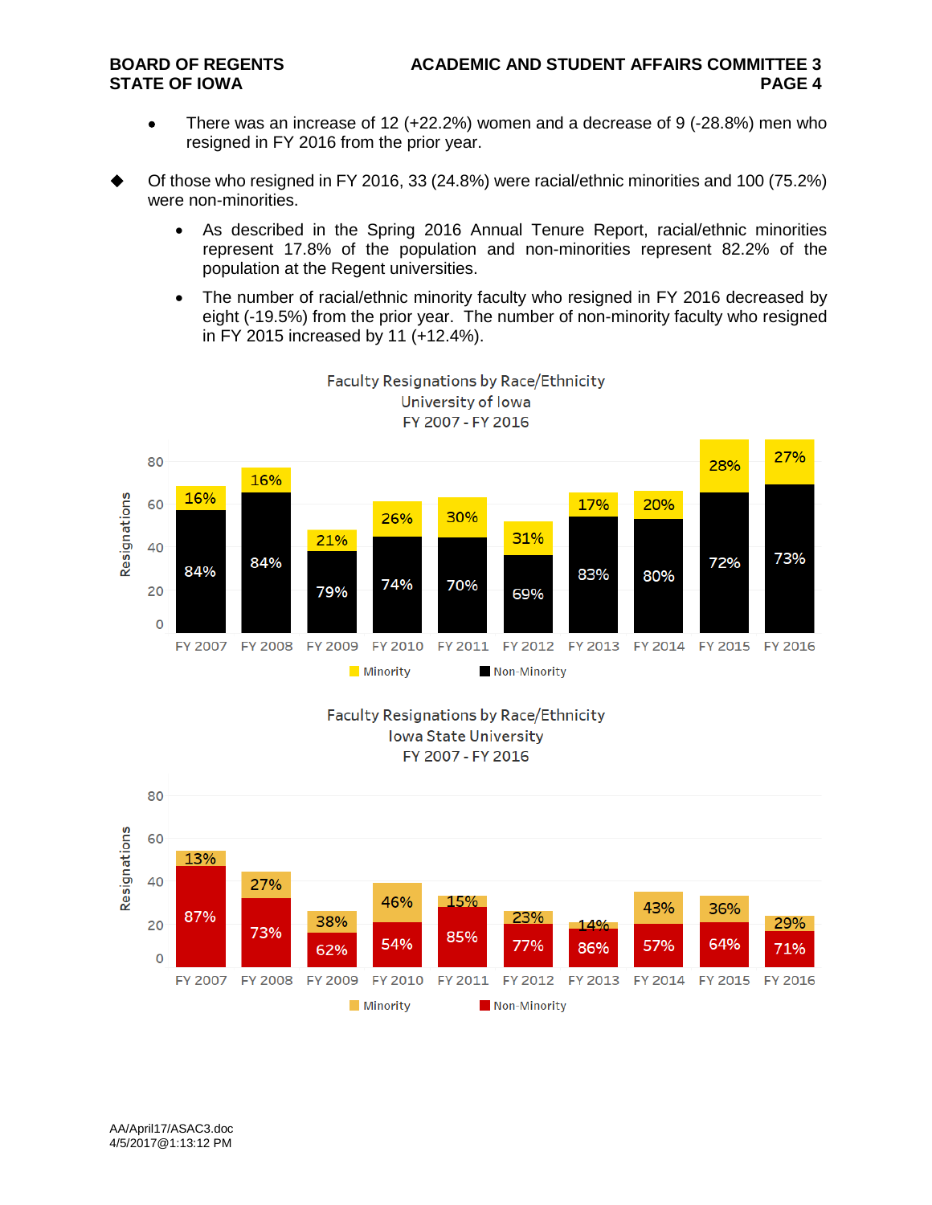- There was an increase of 12 (+22.2%) women and a decrease of 9 (-28.8%) men who resigned in FY 2016 from the prior year.

◆ Of those who resigned in FY 2016, 33 (24.8%) were racial/ethnic minorities and 100 (75.2%) were non-minorities.

  - As described in the Spring 2016 Annual Tenure Report, racial/ethnic minorities represent 17.8% of the population and non-minorities represent 82.2% of the population at the Regent universities.
  - The number of racial/ethnic minority faculty who resigned in FY 2016 decreased by eight (-19.5%) from the prior year. The number of non-minority faculty who resigned in FY 2015 increased by 11 (+12.4%).

**Faculty Resignations by Race/Ethnicity**
**University of Iowa**
**FY 2007 - FY 2016**

| | FY 2007 | FY 2008 | FY 2009 | FY 2010 | FY 2011 | FY 2012 | FY 2013 | FY 2014 | FY 2015 | FY 2016 |
|---|---|---|---|---|---|---|---|---|---|---|
| Minority | 16% | 16% | 21% | 26% | 30% | 31% | 17% | 20% | 28% | 27% |
| Non-Minority | 84% | 84% | 79% | 74% | 70% | 69% | 83% | 80% | 72% | 73% |

**Faculty Resignations by Race/Ethnicity**
**Iowa State University**
**FY 2007 - FY 2016**

| | FY 2007 | FY 2008 | FY 2009 | FY 2010 | FY 2011 | FY 2012 | FY 2013 | FY 2014 | FY 2015 | FY 2016 |
|---|---|---|---|---|---|---|---|---|---|---|
| Minority | 13% | 27% | 38% | 46% | 15% | 23% | 14% | 43% | 36% | 29% |
| Non-Minority | 87% | 73% | 62% | 54% | 85% | 77% | 86% | 57% | 64% | 71% |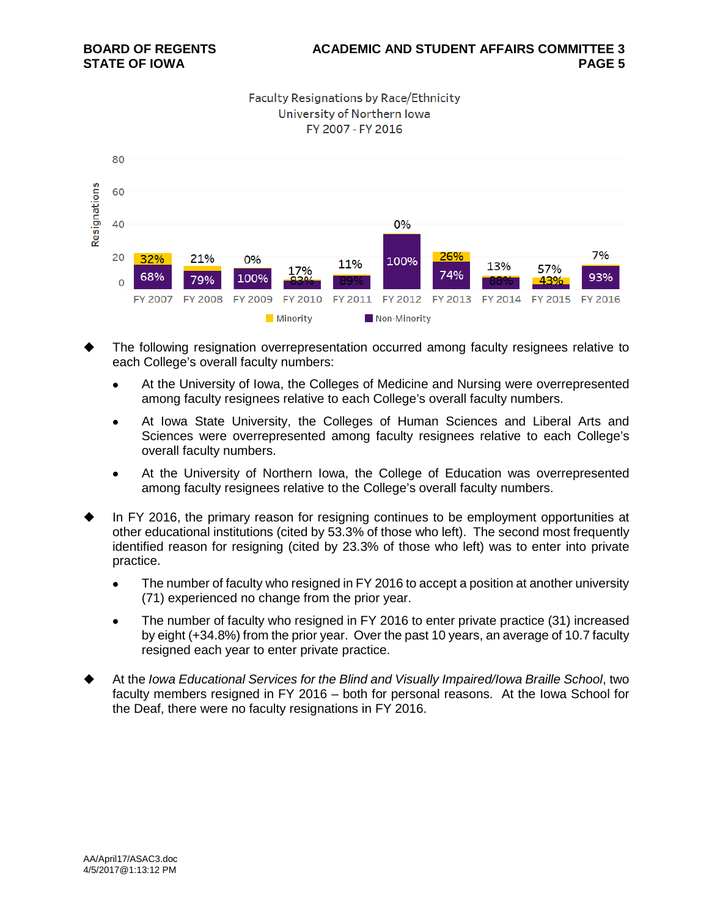Faculty Resignations by Race/Ethnicity
University of Northern Iowa
FY 2007 - FY 2016

| Fiscal Year | Minority | Non-Minority |
|---|---|---|
| FY 2007 | 32% | 68% |
| FY 2008 | 21% | 79% |
| FY 2009 | 0% | 100% |
| FY 2010 | 17% | 83% |
| FY 2011 | 11% | 89% |
| FY 2012 | 0% | 100% |
| FY 2013 | 26% | 74% |
| FY 2014 | 13% | 88% |
| FY 2015 | 57% | 43% |
| FY 2016 | 7% | 93% |

- The following resignation overrepresentation occurred among faculty resignees relative to each College's overall faculty numbers:
  - At the University of Iowa, the Colleges of Medicine and Nursing were overrepresented among faculty resignees relative to each College's overall faculty numbers.
  - At Iowa State University, the Colleges of Human Sciences and Liberal Arts and Sciences were overrepresented among faculty resignees relative to each College's overall faculty numbers.
  - At the University of Northern Iowa, the College of Education was overrepresented among faculty resignees relative to the College's overall faculty numbers.

- In FY 2016, the primary reason for resigning continues to be employment opportunities at other educational institutions (cited by 53.3% of those who left). The second most frequently identified reason for resigning (cited by 23.3% of those who left) was to enter into private practice.
  - The number of faculty who resigned in FY 2016 to accept a position at another university (71) experienced no change from the prior year.
  - The number of faculty who resigned in FY 2016 to enter private practice (31) increased by eight (+34.8%) from the prior year. Over the past 10 years, an average of 10.7 faculty resigned each year to enter private practice.

- At the *Iowa Educational Services for the Blind and Visually Impaired/Iowa Braille School*, two faculty members resigned in FY 2016 – both for personal reasons. At the Iowa School for the Deaf, there were no faculty resignations in FY 2016.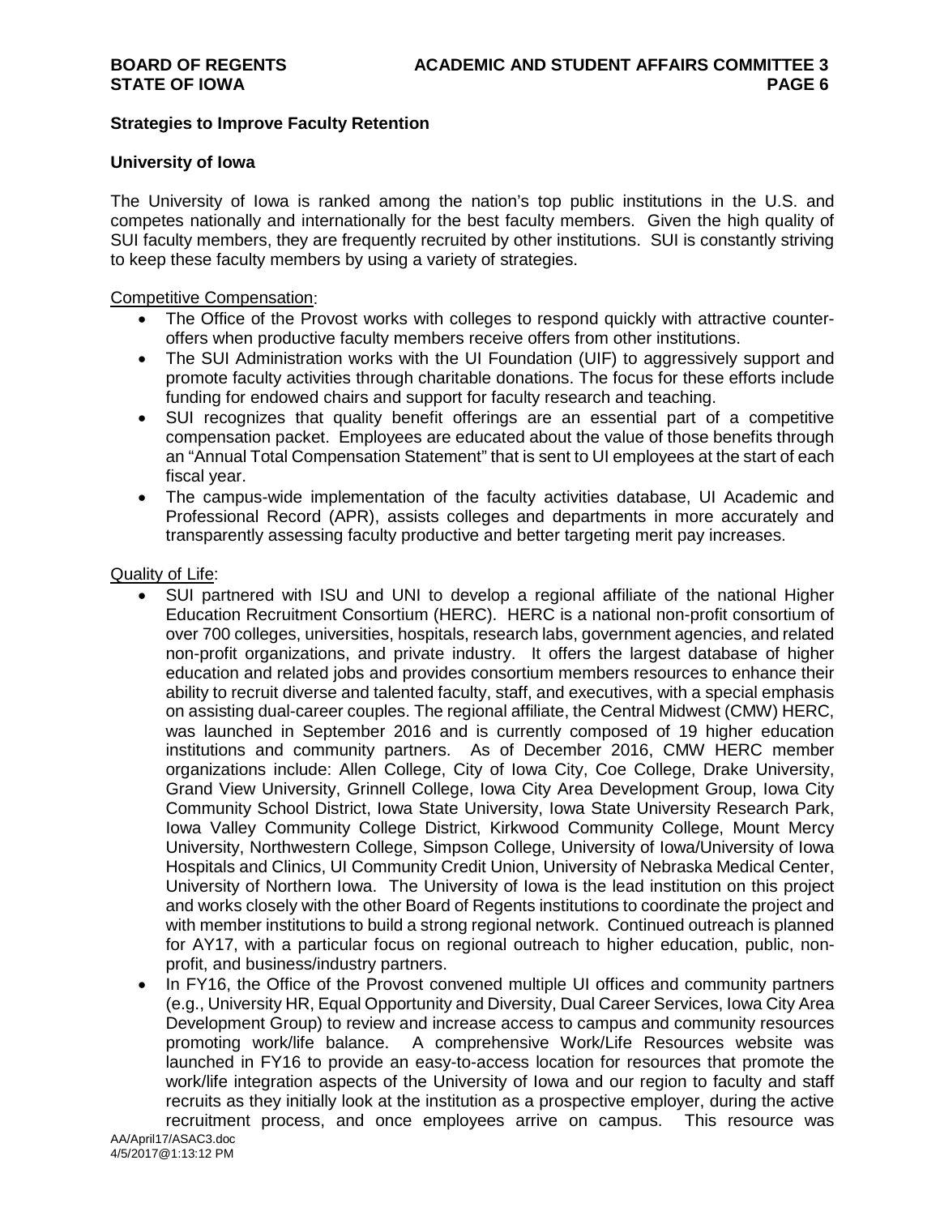## Strategies to Improve Faculty Retention

### University of Iowa

The University of Iowa is ranked among the nation's top public institutions in the U.S. and competes nationally and internationally for the best faculty members. Given the high quality of SUI faculty members, they are frequently recruited by other institutions. SUI is constantly striving to keep these faculty members by using a variety of strategies.

Competitive Compensation:

- The Office of the Provost works with colleges to respond quickly with attractive counter-offers when productive faculty members receive offers from other institutions.
- The SUI Administration works with the UI Foundation (UIF) to aggressively support and promote faculty activities through charitable donations. The focus for these efforts include funding for endowed chairs and support for faculty research and teaching.
- SUI recognizes that quality benefit offerings are an essential part of a competitive compensation packet. Employees are educated about the value of those benefits through an "Annual Total Compensation Statement" that is sent to UI employees at the start of each fiscal year.
- The campus-wide implementation of the faculty activities database, UI Academic and Professional Record (APR), assists colleges and departments in more accurately and transparently assessing faculty productive and better targeting merit pay increases.

Quality of Life:

- SUI partnered with ISU and UNI to develop a regional affiliate of the national Higher Education Recruitment Consortium (HERC). HERC is a national non-profit consortium of over 700 colleges, universities, hospitals, research labs, government agencies, and related non-profit organizations, and private industry. It offers the largest database of higher education and related jobs and provides consortium members resources to enhance their ability to recruit diverse and talented faculty, staff, and executives, with a special emphasis on assisting dual-career couples. The regional affiliate, the Central Midwest (CMW) HERC, was launched in September 2016 and is currently composed of 19 higher education institutions and community partners. As of December 2016, CMW HERC member organizations include: Allen College, City of Iowa City, Coe College, Drake University, Grand View University, Grinnell College, Iowa City Area Development Group, Iowa City Community School District, Iowa State University, Iowa State University Research Park, Iowa Valley Community College District, Kirkwood Community College, Mount Mercy University, Northwestern College, Simpson College, University of Iowa/University of Iowa Hospitals and Clinics, UI Community Credit Union, University of Nebraska Medical Center, University of Northern Iowa. The University of Iowa is the lead institution on this project and works closely with the other Board of Regents institutions to coordinate the project and with member institutions to build a strong regional network. Continued outreach is planned for AY17, with a particular focus on regional outreach to higher education, public, non-profit, and business/industry partners.
- In FY16, the Office of the Provost convened multiple UI offices and community partners (e.g., University HR, Equal Opportunity and Diversity, Dual Career Services, Iowa City Area Development Group) to review and increase access to campus and community resources promoting work/life balance. A comprehensive Work/Life Resources website was launched in FY16 to provide an easy-to-access location for resources that promote the work/life integration aspects of the University of Iowa and our region to faculty and staff recruits as they initially look at the institution as a prospective employer, during the active recruitment process, and once employees arrive on campus. This resource was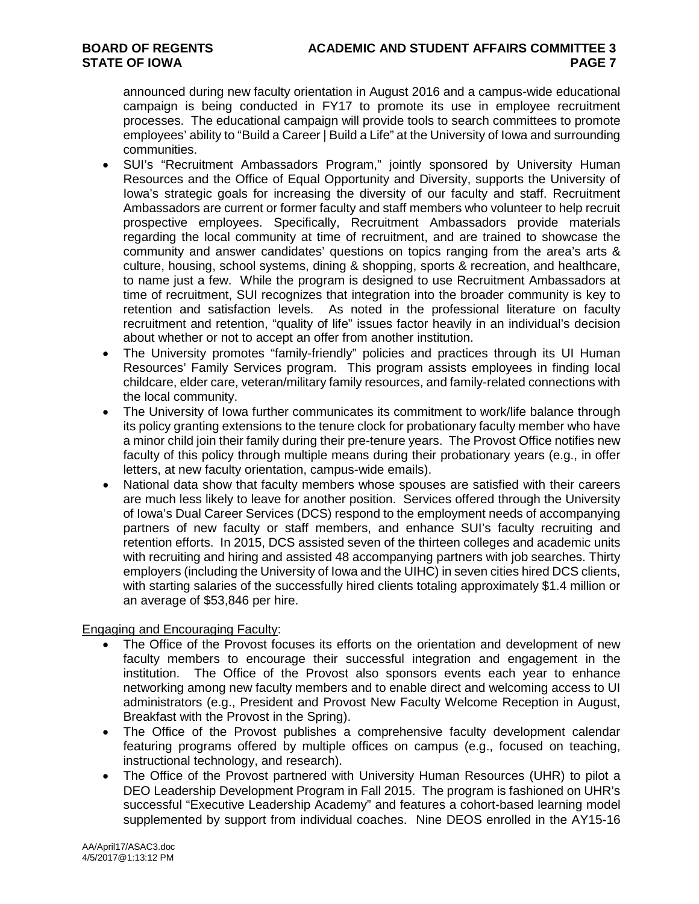announced during new faculty orientation in August 2016 and a campus-wide educational campaign is being conducted in FY17 to promote its use in employee recruitment processes. The educational campaign will provide tools to search committees to promote employees' ability to "Build a Career | Build a Life" at the University of Iowa and surrounding communities.

- SUI's "Recruitment Ambassadors Program," jointly sponsored by University Human Resources and the Office of Equal Opportunity and Diversity, supports the University of Iowa's strategic goals for increasing the diversity of our faculty and staff. Recruitment Ambassadors are current or former faculty and staff members who volunteer to help recruit prospective employees. Specifically, Recruitment Ambassadors provide materials regarding the local community at time of recruitment, and are trained to showcase the community and answer candidates' questions on topics ranging from the area's arts & culture, housing, school systems, dining & shopping, sports & recreation, and healthcare, to name just a few. While the program is designed to use Recruitment Ambassadors at time of recruitment, SUI recognizes that integration into the broader community is key to retention and satisfaction levels. As noted in the professional literature on faculty recruitment and retention, "quality of life" issues factor heavily in an individual's decision about whether or not to accept an offer from another institution.
- The University promotes "family-friendly" policies and practices through its UI Human Resources' Family Services program. This program assists employees in finding local childcare, elder care, veteran/military family resources, and family-related connections with the local community.
- The University of Iowa further communicates its commitment to work/life balance through its policy granting extensions to the tenure clock for probationary faculty member who have a minor child join their family during their pre-tenure years. The Provost Office notifies new faculty of this policy through multiple means during their probationary years (e.g., in offer letters, at new faculty orientation, campus-wide emails).
- National data show that faculty members whose spouses are satisfied with their careers are much less likely to leave for another position. Services offered through the University of Iowa's Dual Career Services (DCS) respond to the employment needs of accompanying partners of new faculty or staff members, and enhance SUI's faculty recruiting and retention efforts. In 2015, DCS assisted seven of the thirteen colleges and academic units with recruiting and hiring and assisted 48 accompanying partners with job searches. Thirty employers (including the University of Iowa and the UIHC) in seven cities hired DCS clients, with starting salaries of the successfully hired clients totaling approximately $1.4 million or an average of $53,846 per hire.

Engaging and Encouraging Faculty:

- The Office of the Provost focuses its efforts on the orientation and development of new faculty members to encourage their successful integration and engagement in the institution. The Office of the Provost also sponsors events each year to enhance networking among new faculty members and to enable direct and welcoming access to UI administrators (e.g., President and Provost New Faculty Welcome Reception in August, Breakfast with the Provost in the Spring).
- The Office of the Provost publishes a comprehensive faculty development calendar featuring programs offered by multiple offices on campus (e.g., focused on teaching, instructional technology, and research).
- The Office of the Provost partnered with University Human Resources (UHR) to pilot a DEO Leadership Development Program in Fall 2015. The program is fashioned on UHR's successful "Executive Leadership Academy" and features a cohort-based learning model supplemented by support from individual coaches. Nine DEOS enrolled in the AY15-16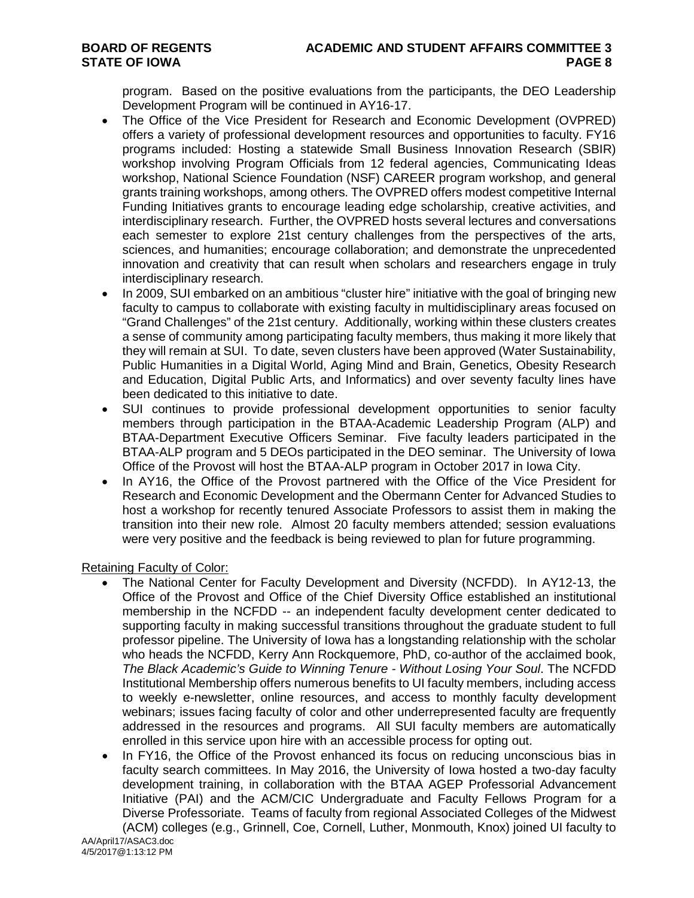program. Based on the positive evaluations from the participants, the DEO Leadership Development Program will be continued in AY16-17.

- The Office of the Vice President for Research and Economic Development (OVPRED) offers a variety of professional development resources and opportunities to faculty. FY16 programs included: Hosting a statewide Small Business Innovation Research (SBIR) workshop involving Program Officials from 12 federal agencies, Communicating Ideas workshop, National Science Foundation (NSF) CAREER program workshop, and general grants training workshops, among others. The OVPRED offers modest competitive Internal Funding Initiatives grants to encourage leading edge scholarship, creative activities, and interdisciplinary research. Further, the OVPRED hosts several lectures and conversations each semester to explore 21st century challenges from the perspectives of the arts, sciences, and humanities; encourage collaboration; and demonstrate the unprecedented innovation and creativity that can result when scholars and researchers engage in truly interdisciplinary research.
- In 2009, SUI embarked on an ambitious "cluster hire" initiative with the goal of bringing new faculty to campus to collaborate with existing faculty in multidisciplinary areas focused on "Grand Challenges" of the 21st century. Additionally, working within these clusters creates a sense of community among participating faculty members, thus making it more likely that they will remain at SUI. To date, seven clusters have been approved (Water Sustainability, Public Humanities in a Digital World, Aging Mind and Brain, Genetics, Obesity Research and Education, Digital Public Arts, and Informatics) and over seventy faculty lines have been dedicated to this initiative to date.
- SUI continues to provide professional development opportunities to senior faculty members through participation in the BTAA-Academic Leadership Program (ALP) and BTAA-Department Executive Officers Seminar. Five faculty leaders participated in the BTAA-ALP program and 5 DEOs participated in the DEO seminar. The University of Iowa Office of the Provost will host the BTAA-ALP program in October 2017 in Iowa City.
- In AY16, the Office of the Provost partnered with the Office of the Vice President for Research and Economic Development and the Obermann Center for Advanced Studies to host a workshop for recently tenured Associate Professors to assist them in making the transition into their new role. Almost 20 faculty members attended; session evaluations were very positive and the feedback is being reviewed to plan for future programming.

Retaining Faculty of Color:

- The National Center for Faculty Development and Diversity (NCFDD). In AY12-13, the Office of the Provost and Office of the Chief Diversity Office established an institutional membership in the NCFDD -- an independent faculty development center dedicated to supporting faculty in making successful transitions throughout the graduate student to full professor pipeline. The University of Iowa has a longstanding relationship with the scholar who heads the NCFDD, Kerry Ann Rockquemore, PhD, co-author of the acclaimed book, *The Black Academic's Guide to Winning Tenure - Without Losing Your Soul*. The NCFDD Institutional Membership offers numerous benefits to UI faculty members, including access to weekly e-newsletter, online resources, and access to monthly faculty development webinars; issues facing faculty of color and other underrepresented faculty are frequently addressed in the resources and programs. All SUI faculty members are automatically enrolled in this service upon hire with an accessible process for opting out.
- In FY16, the Office of the Provost enhanced its focus on reducing unconscious bias in faculty search committees. In May 2016, the University of Iowa hosted a two-day faculty development training, in collaboration with the BTAA AGEP Professorial Advancement Initiative (PAI) and the ACM/CIC Undergraduate and Faculty Fellows Program for a Diverse Professoriate. Teams of faculty from regional Associated Colleges of the Midwest (ACM) colleges (e.g., Grinnell, Coe, Cornell, Luther, Monmouth, Knox) joined UI faculty to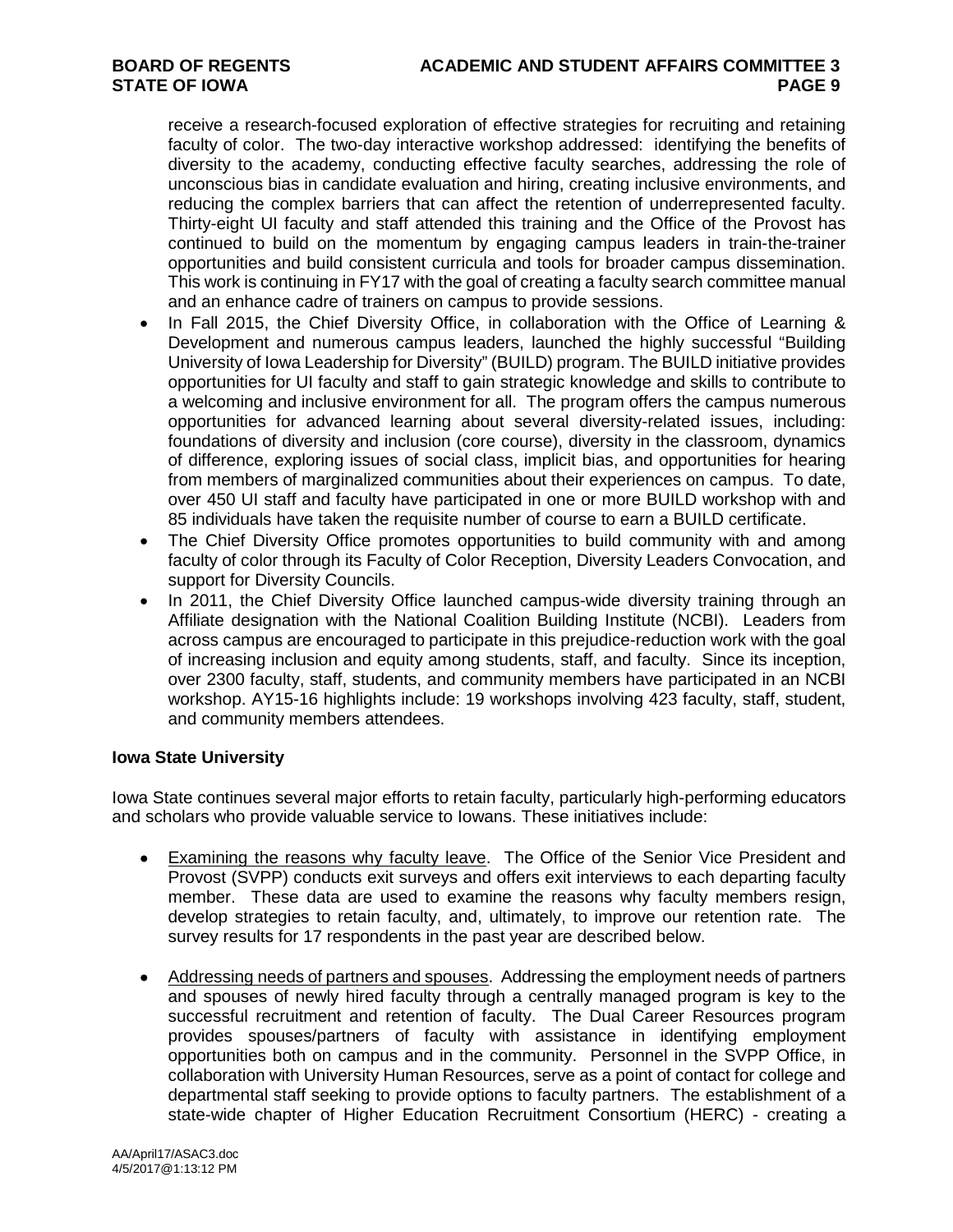receive a research-focused exploration of effective strategies for recruiting and retaining faculty of color. The two-day interactive workshop addressed: identifying the benefits of diversity to the academy, conducting effective faculty searches, addressing the role of unconscious bias in candidate evaluation and hiring, creating inclusive environments, and reducing the complex barriers that can affect the retention of underrepresented faculty. Thirty-eight UI faculty and staff attended this training and the Office of the Provost has continued to build on the momentum by engaging campus leaders in train-the-trainer opportunities and build consistent curricula and tools for broader campus dissemination. This work is continuing in FY17 with the goal of creating a faculty search committee manual and an enhance cadre of trainers on campus to provide sessions.

- In Fall 2015, the Chief Diversity Office, in collaboration with the Office of Learning & Development and numerous campus leaders, launched the highly successful "Building University of Iowa Leadership for Diversity" (BUILD) program. The BUILD initiative provides opportunities for UI faculty and staff to gain strategic knowledge and skills to contribute to a welcoming and inclusive environment for all. The program offers the campus numerous opportunities for advanced learning about several diversity-related issues, including: foundations of diversity and inclusion (core course), diversity in the classroom, dynamics of difference, exploring issues of social class, implicit bias, and opportunities for hearing from members of marginalized communities about their experiences on campus. To date, over 450 UI staff and faculty have participated in one or more BUILD workshop with and 85 individuals have taken the requisite number of course to earn a BUILD certificate.
- The Chief Diversity Office promotes opportunities to build community with and among faculty of color through its Faculty of Color Reception, Diversity Leaders Convocation, and support for Diversity Councils.
- In 2011, the Chief Diversity Office launched campus-wide diversity training through an Affiliate designation with the National Coalition Building Institute (NCBI). Leaders from across campus are encouraged to participate in this prejudice-reduction work with the goal of increasing inclusion and equity among students, staff, and faculty. Since its inception, over 2300 faculty, staff, students, and community members have participated in an NCBI workshop. AY15-16 highlights include: 19 workshops involving 423 faculty, staff, student, and community members attendees.

**Iowa State University**

Iowa State continues several major efforts to retain faculty, particularly high-performing educators and scholars who provide valuable service to Iowans. These initiatives include:

- Examining the reasons why faculty leave. The Office of the Senior Vice President and Provost (SVPP) conducts exit surveys and offers exit interviews to each departing faculty member. These data are used to examine the reasons why faculty members resign, develop strategies to retain faculty, and, ultimately, to improve our retention rate. The survey results for 17 respondents in the past year are described below.

- Addressing needs of partners and spouses. Addressing the employment needs of partners and spouses of newly hired faculty through a centrally managed program is key to the successful recruitment and retention of faculty. The Dual Career Resources program provides spouses/partners of faculty with assistance in identifying employment opportunities both on campus and in the community. Personnel in the SVPP Office, in collaboration with University Human Resources, serve as a point of contact for college and departmental staff seeking to provide options to faculty partners. The establishment of a state-wide chapter of Higher Education Recruitment Consortium (HERC) - creating a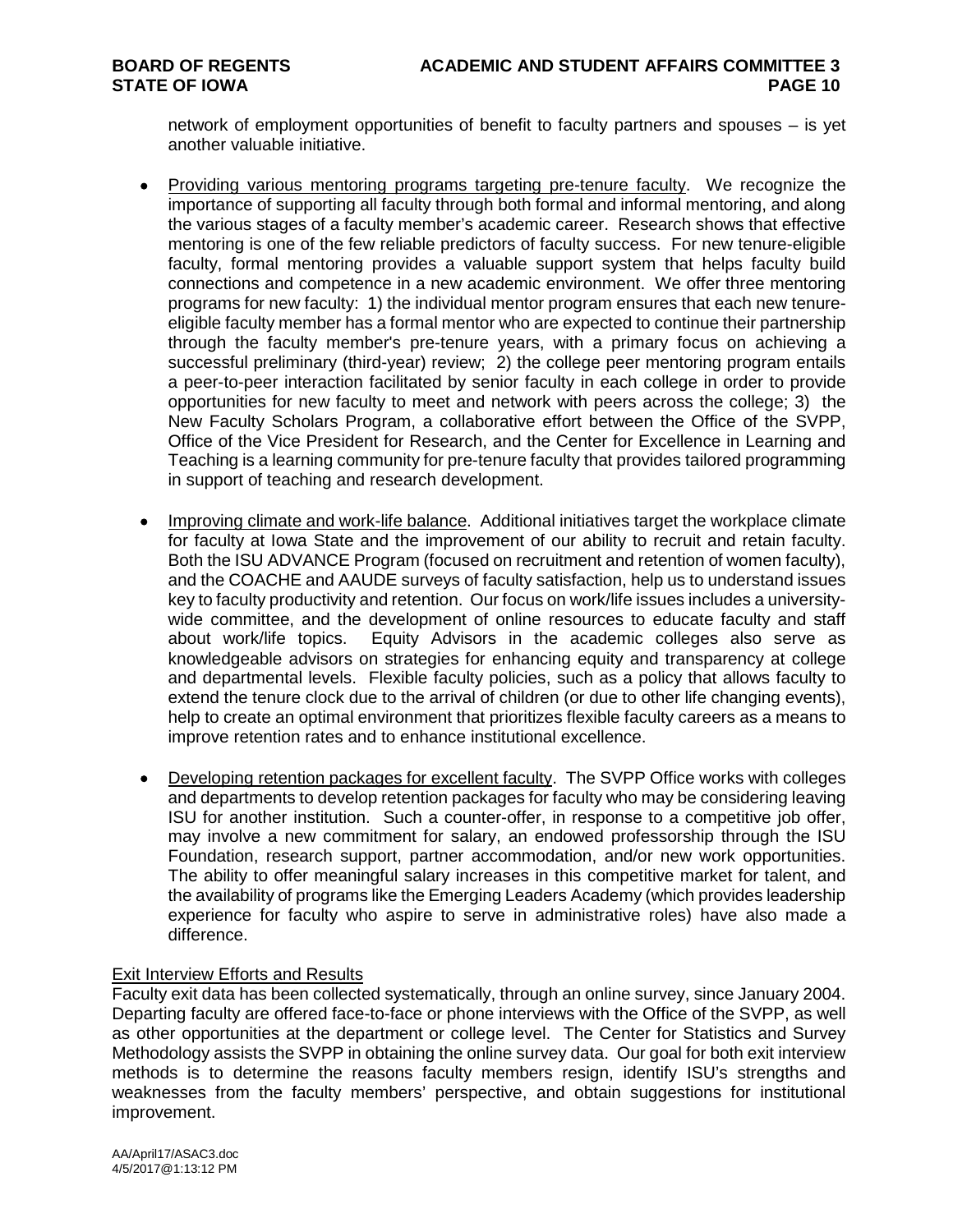network of employment opportunities of benefit to faculty partners and spouses – is yet another valuable initiative.

- Providing various mentoring programs targeting pre-tenure faculty. We recognize the importance of supporting all faculty through both formal and informal mentoring, and along the various stages of a faculty member's academic career. Research shows that effective mentoring is one of the few reliable predictors of faculty success. For new tenure-eligible faculty, formal mentoring provides a valuable support system that helps faculty build connections and competence in a new academic environment. We offer three mentoring programs for new faculty: 1) the individual mentor program ensures that each new tenure-eligible faculty member has a formal mentor who are expected to continue their partnership through the faculty member's pre-tenure years, with a primary focus on achieving a successful preliminary (third-year) review; 2) the college peer mentoring program entails a peer-to-peer interaction facilitated by senior faculty in each college in order to provide opportunities for new faculty to meet and network with peers across the college; 3) the New Faculty Scholars Program, a collaborative effort between the Office of the SVPP, Office of the Vice President for Research, and the Center for Excellence in Learning and Teaching is a learning community for pre-tenure faculty that provides tailored programming in support of teaching and research development.

- Improving climate and work-life balance. Additional initiatives target the workplace climate for faculty at Iowa State and the improvement of our ability to recruit and retain faculty. Both the ISU ADVANCE Program (focused on recruitment and retention of women faculty), and the COACHE and AAUDE surveys of faculty satisfaction, help us to understand issues key to faculty productivity and retention. Our focus on work/life issues includes a university-wide committee, and the development of online resources to educate faculty and staff about work/life topics. Equity Advisors in the academic colleges also serve as knowledgeable advisors on strategies for enhancing equity and transparency at college and departmental levels. Flexible faculty policies, such as a policy that allows faculty to extend the tenure clock due to the arrival of children (or due to other life changing events), help to create an optimal environment that prioritizes flexible faculty careers as a means to improve retention rates and to enhance institutional excellence.

- Developing retention packages for excellent faculty. The SVPP Office works with colleges and departments to develop retention packages for faculty who may be considering leaving ISU for another institution. Such a counter-offer, in response to a competitive job offer, may involve a new commitment for salary, an endowed professorship through the ISU Foundation, research support, partner accommodation, and/or new work opportunities. The ability to offer meaningful salary increases in this competitive market for talent, and the availability of programs like the Emerging Leaders Academy (which provides leadership experience for faculty who aspire to serve in administrative roles) have also made a difference.

## Exit Interview Efforts and Results

Faculty exit data has been collected systematically, through an online survey, since January 2004. Departing faculty are offered face-to-face or phone interviews with the Office of the SVPP, as well as other opportunities at the department or college level. The Center for Statistics and Survey Methodology assists the SVPP in obtaining the online survey data. Our goal for both exit interview methods is to determine the reasons faculty members resign, identify ISU's strengths and weaknesses from the faculty members' perspective, and obtain suggestions for institutional improvement.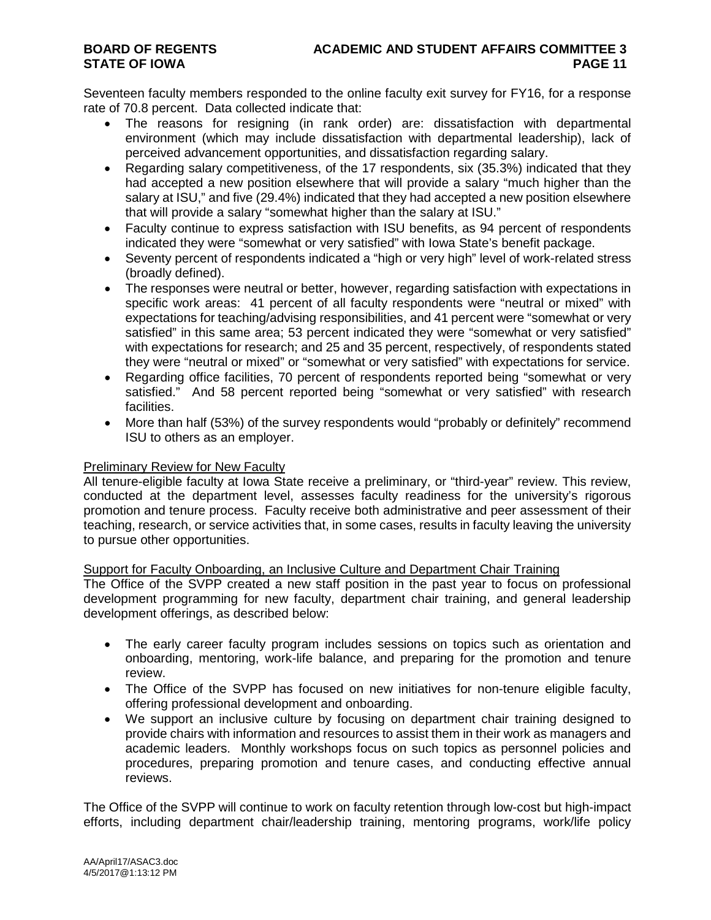Seventeen faculty members responded to the online faculty exit survey for FY16, for a response rate of 70.8 percent. Data collected indicate that:

- The reasons for resigning (in rank order) are: dissatisfaction with departmental environment (which may include dissatisfaction with departmental leadership), lack of perceived advancement opportunities, and dissatisfaction regarding salary.
- Regarding salary competitiveness, of the 17 respondents, six (35.3%) indicated that they had accepted a new position elsewhere that will provide a salary "much higher than the salary at ISU," and five (29.4%) indicated that they had accepted a new position elsewhere that will provide a salary "somewhat higher than the salary at ISU."
- Faculty continue to express satisfaction with ISU benefits, as 94 percent of respondents indicated they were "somewhat or very satisfied" with Iowa State's benefit package.
- Seventy percent of respondents indicated a "high or very high" level of work-related stress (broadly defined).
- The responses were neutral or better, however, regarding satisfaction with expectations in specific work areas: 41 percent of all faculty respondents were "neutral or mixed" with expectations for teaching/advising responsibilities, and 41 percent were "somewhat or very satisfied" in this same area; 53 percent indicated they were "somewhat or very satisfied" with expectations for research; and 25 and 35 percent, respectively, of respondents stated they were "neutral or mixed" or "somewhat or very satisfied" with expectations for service.
- Regarding office facilities, 70 percent of respondents reported being "somewhat or very satisfied." And 58 percent reported being "somewhat or very satisfied" with research facilities.
- More than half (53%) of the survey respondents would "probably or definitely" recommend ISU to others as an employer.

Preliminary Review for New Faculty

All tenure-eligible faculty at Iowa State receive a preliminary, or "third-year" review. This review, conducted at the department level, assesses faculty readiness for the university's rigorous promotion and tenure process. Faculty receive both administrative and peer assessment of their teaching, research, or service activities that, in some cases, results in faculty leaving the university to pursue other opportunities.

Support for Faculty Onboarding, an Inclusive Culture and Department Chair Training

The Office of the SVPP created a new staff position in the past year to focus on professional development programming for new faculty, department chair training, and general leadership development offerings, as described below:

- The early career faculty program includes sessions on topics such as orientation and onboarding, mentoring, work-life balance, and preparing for the promotion and tenure review.
- The Office of the SVPP has focused on new initiatives for non-tenure eligible faculty, offering professional development and onboarding.
- We support an inclusive culture by focusing on department chair training designed to provide chairs with information and resources to assist them in their work as managers and academic leaders. Monthly workshops focus on such topics as personnel policies and procedures, preparing promotion and tenure cases, and conducting effective annual reviews.

The Office of the SVPP will continue to work on faculty retention through low-cost but high-impact efforts, including department chair/leadership training, mentoring programs, work/life policy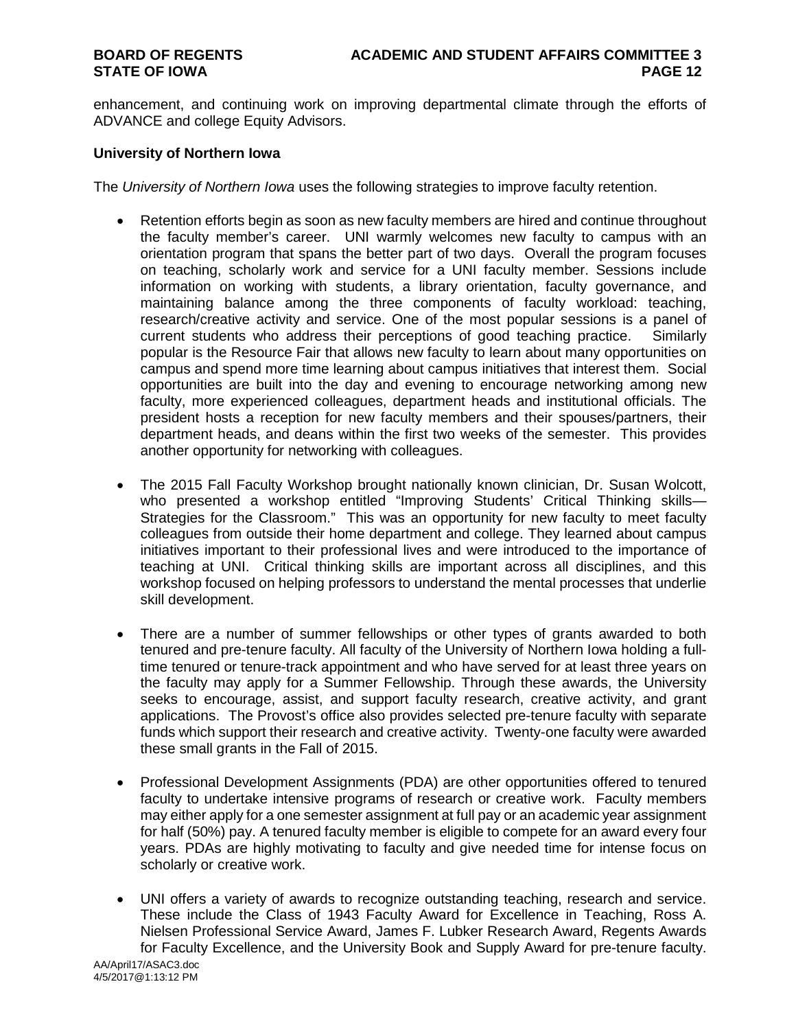enhancement, and continuing work on improving departmental climate through the efforts of ADVANCE and college Equity Advisors.

**University of Northern Iowa**

The *University of Northern Iowa* uses the following strategies to improve faculty retention.

- Retention efforts begin as soon as new faculty members are hired and continue throughout the faculty member's career. UNI warmly welcomes new faculty to campus with an orientation program that spans the better part of two days. Overall the program focuses on teaching, scholarly work and service for a UNI faculty member. Sessions include information on working with students, a library orientation, faculty governance, and maintaining balance among the three components of faculty workload: teaching, research/creative activity and service. One of the most popular sessions is a panel of current students who address their perceptions of good teaching practice. Similarly popular is the Resource Fair that allows new faculty to learn about many opportunities on campus and spend more time learning about campus initiatives that interest them. Social opportunities are built into the day and evening to encourage networking among new faculty, more experienced colleagues, department heads and institutional officials. The president hosts a reception for new faculty members and their spouses/partners, their department heads, and deans within the first two weeks of the semester. This provides another opportunity for networking with colleagues.

- The 2015 Fall Faculty Workshop brought nationally known clinician, Dr. Susan Wolcott, who presented a workshop entitled "Improving Students' Critical Thinking skills—Strategies for the Classroom." This was an opportunity for new faculty to meet faculty colleagues from outside their home department and college. They learned about campus initiatives important to their professional lives and were introduced to the importance of teaching at UNI. Critical thinking skills are important across all disciplines, and this workshop focused on helping professors to understand the mental processes that underlie skill development.

- There are a number of summer fellowships or other types of grants awarded to both tenured and pre-tenure faculty. All faculty of the University of Northern Iowa holding a full-time tenured or tenure-track appointment and who have served for at least three years on the faculty may apply for a Summer Fellowship. Through these awards, the University seeks to encourage, assist, and support faculty research, creative activity, and grant applications. The Provost's office also provides selected pre-tenure faculty with separate funds which support their research and creative activity. Twenty-one faculty were awarded these small grants in the Fall of 2015.

- Professional Development Assignments (PDA) are other opportunities offered to tenured faculty to undertake intensive programs of research or creative work. Faculty members may either apply for a one semester assignment at full pay or an academic year assignment for half (50%) pay. A tenured faculty member is eligible to compete for an award every four years. PDAs are highly motivating to faculty and give needed time for intense focus on scholarly or creative work.

- UNI offers a variety of awards to recognize outstanding teaching, research and service. These include the Class of 1943 Faculty Award for Excellence in Teaching, Ross A. Nielsen Professional Service Award, James F. Lubker Research Award, Regents Awards for Faculty Excellence, and the University Book and Supply Award for pre-tenure faculty.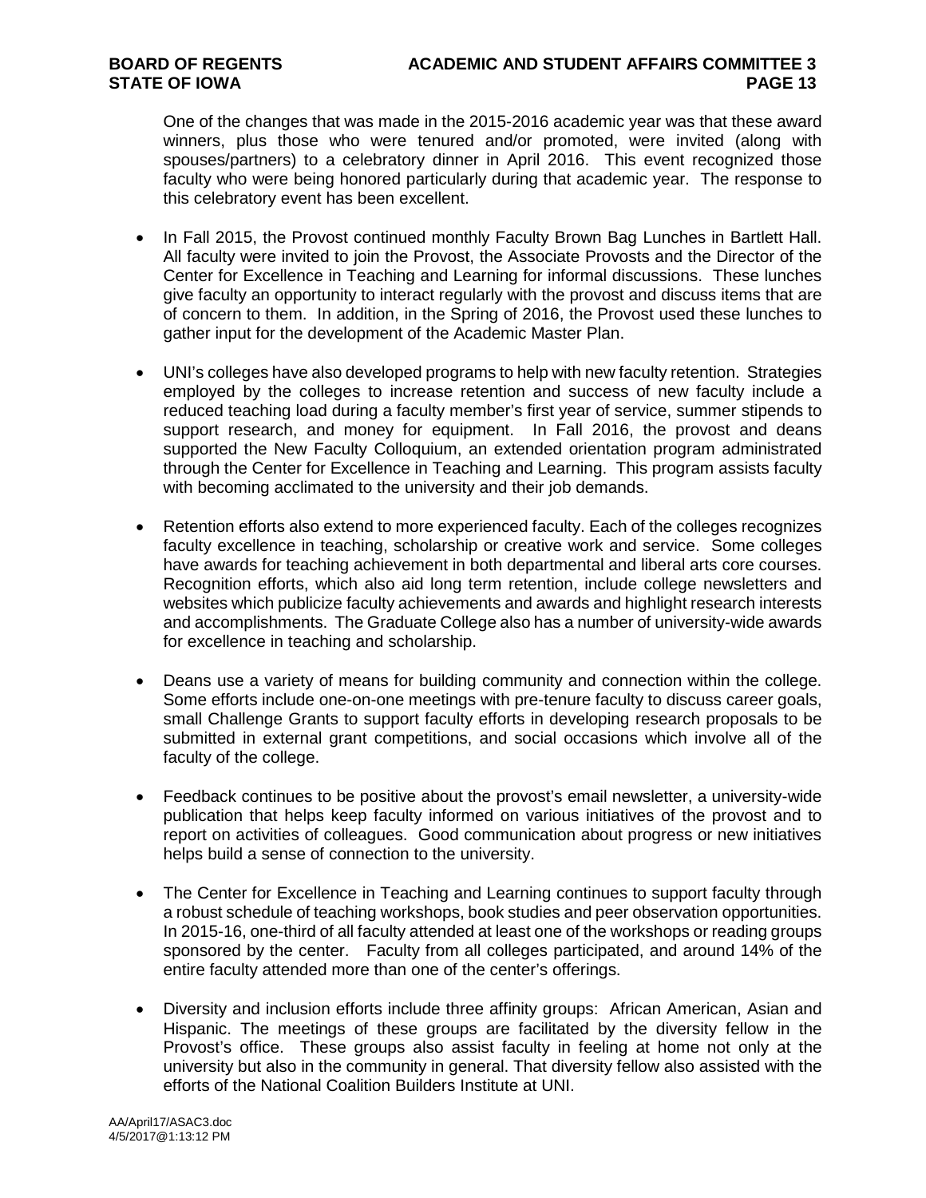One of the changes that was made in the 2015-2016 academic year was that these award winners, plus those who were tenured and/or promoted, were invited (along with spouses/partners) to a celebratory dinner in April 2016. This event recognized those faculty who were being honored particularly during that academic year. The response to this celebratory event has been excellent.

- In Fall 2015, the Provost continued monthly Faculty Brown Bag Lunches in Bartlett Hall. All faculty were invited to join the Provost, the Associate Provosts and the Director of the Center for Excellence in Teaching and Learning for informal discussions. These lunches give faculty an opportunity to interact regularly with the provost and discuss items that are of concern to them. In addition, in the Spring of 2016, the Provost used these lunches to gather input for the development of the Academic Master Plan.

- UNI's colleges have also developed programs to help with new faculty retention. Strategies employed by the colleges to increase retention and success of new faculty include a reduced teaching load during a faculty member's first year of service, summer stipends to support research, and money for equipment. In Fall 2016, the provost and deans supported the New Faculty Colloquium, an extended orientation program administrated through the Center for Excellence in Teaching and Learning. This program assists faculty with becoming acclimated to the university and their job demands.

- Retention efforts also extend to more experienced faculty. Each of the colleges recognizes faculty excellence in teaching, scholarship or creative work and service. Some colleges have awards for teaching achievement in both departmental and liberal arts core courses. Recognition efforts, which also aid long term retention, include college newsletters and websites which publicize faculty achievements and awards and highlight research interests and accomplishments. The Graduate College also has a number of university-wide awards for excellence in teaching and scholarship.

- Deans use a variety of means for building community and connection within the college. Some efforts include one-on-one meetings with pre-tenure faculty to discuss career goals, small Challenge Grants to support faculty efforts in developing research proposals to be submitted in external grant competitions, and social occasions which involve all of the faculty of the college.

- Feedback continues to be positive about the provost's email newsletter, a university-wide publication that helps keep faculty informed on various initiatives of the provost and to report on activities of colleagues. Good communication about progress or new initiatives helps build a sense of connection to the university.

- The Center for Excellence in Teaching and Learning continues to support faculty through a robust schedule of teaching workshops, book studies and peer observation opportunities. In 2015-16, one-third of all faculty attended at least one of the workshops or reading groups sponsored by the center. Faculty from all colleges participated, and around 14% of the entire faculty attended more than one of the center's offerings.

- Diversity and inclusion efforts include three affinity groups: African American, Asian and Hispanic. The meetings of these groups are facilitated by the diversity fellow in the Provost's office. These groups also assist faculty in feeling at home not only at the university but also in the community in general. That diversity fellow also assisted with the efforts of the National Coalition Builders Institute at UNI.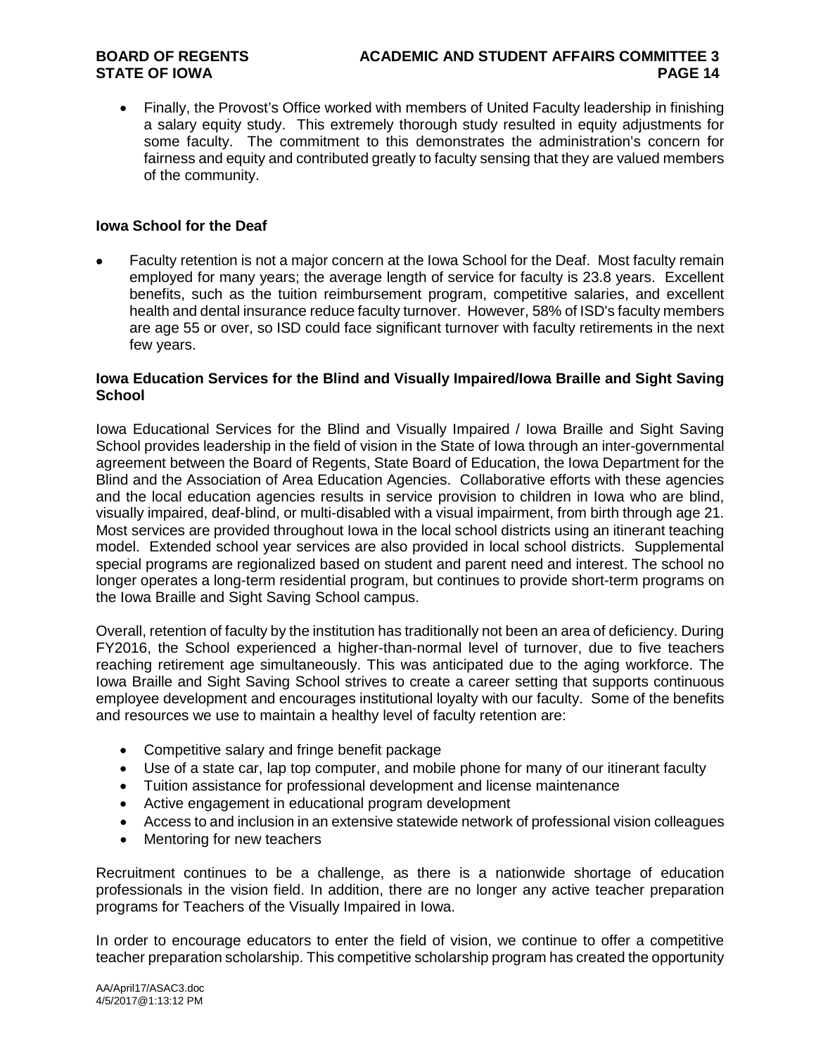- Finally, the Provost's Office worked with members of United Faculty leadership in finishing a salary equity study. This extremely thorough study resulted in equity adjustments for some faculty. The commitment to this demonstrates the administration's concern for fairness and equity and contributed greatly to faculty sensing that they are valued members of the community.

**Iowa School for the Deaf**

- Faculty retention is not a major concern at the Iowa School for the Deaf. Most faculty remain employed for many years; the average length of service for faculty is 23.8 years. Excellent benefits, such as the tuition reimbursement program, competitive salaries, and excellent health and dental insurance reduce faculty turnover. However, 58% of ISD's faculty members are age 55 or over, so ISD could face significant turnover with faculty retirements in the next few years.

**Iowa Education Services for the Blind and Visually Impaired/Iowa Braille and Sight Saving School**

Iowa Educational Services for the Blind and Visually Impaired / Iowa Braille and Sight Saving School provides leadership in the field of vision in the State of Iowa through an inter-governmental agreement between the Board of Regents, State Board of Education, the Iowa Department for the Blind and the Association of Area Education Agencies. Collaborative efforts with these agencies and the local education agencies results in service provision to children in Iowa who are blind, visually impaired, deaf-blind, or multi-disabled with a visual impairment, from birth through age 21. Most services are provided throughout Iowa in the local school districts using an itinerant teaching model. Extended school year services are also provided in local school districts. Supplemental special programs are regionalized based on student and parent need and interest. The school no longer operates a long-term residential program, but continues to provide short-term programs on the Iowa Braille and Sight Saving School campus.

Overall, retention of faculty by the institution has traditionally not been an area of deficiency. During FY2016, the School experienced a higher-than-normal level of turnover, due to five teachers reaching retirement age simultaneously. This was anticipated due to the aging workforce. The Iowa Braille and Sight Saving School strives to create a career setting that supports continuous employee development and encourages institutional loyalty with our faculty. Some of the benefits and resources we use to maintain a healthy level of faculty retention are:

- Competitive salary and fringe benefit package
- Use of a state car, lap top computer, and mobile phone for many of our itinerant faculty
- Tuition assistance for professional development and license maintenance
- Active engagement in educational program development
- Access to and inclusion in an extensive statewide network of professional vision colleagues
- Mentoring for new teachers

Recruitment continues to be a challenge, as there is a nationwide shortage of education professionals in the vision field. In addition, there are no longer any active teacher preparation programs for Teachers of the Visually Impaired in Iowa.

In order to encourage educators to enter the field of vision, we continue to offer a competitive teacher preparation scholarship. This competitive scholarship program has created the opportunity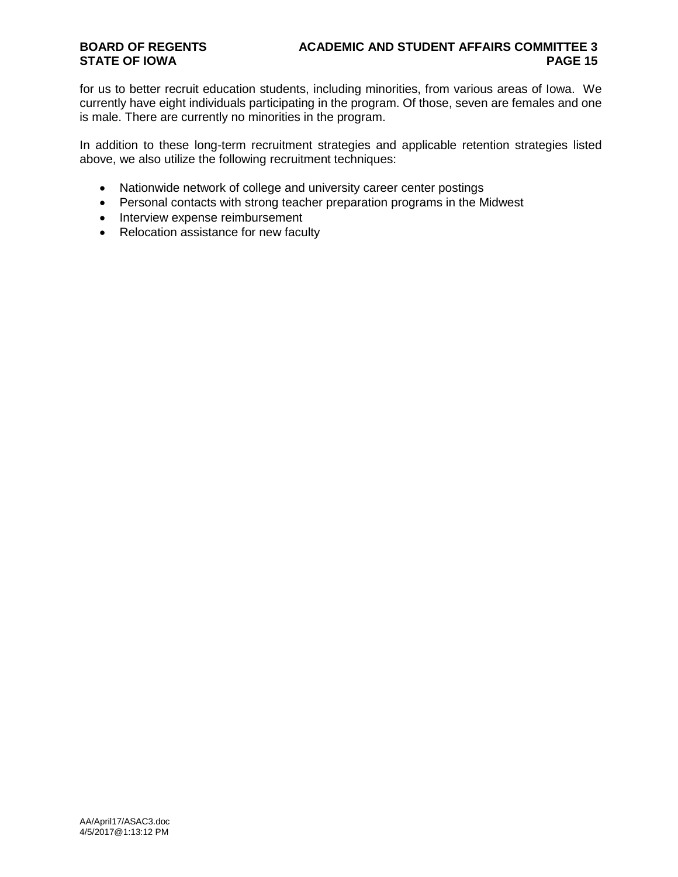for us to better recruit education students, including minorities, from various areas of Iowa. We currently have eight individuals participating in the program. Of those, seven are females and one is male. There are currently no minorities in the program.

In addition to these long-term recruitment strategies and applicable retention strategies listed above, we also utilize the following recruitment techniques:

- Nationwide network of college and university career center postings
- Personal contacts with strong teacher preparation programs in the Midwest
- Interview expense reimbursement
- Relocation assistance for new faculty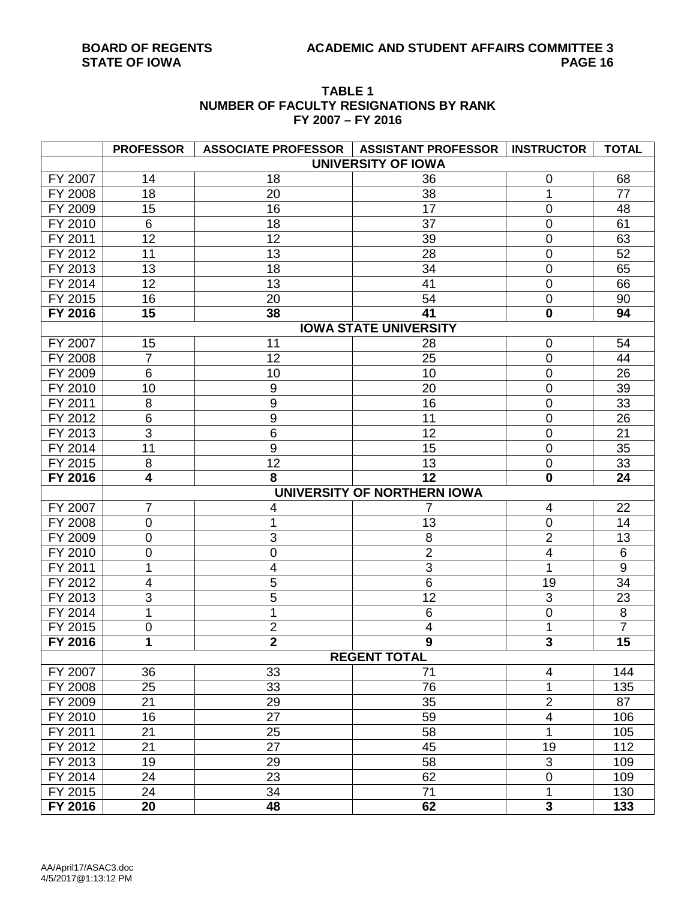**TABLE 1**
**NUMBER OF FACULTY RESIGNATIONS BY RANK**
**FY 2007 – FY 2016**

| | PROFESSOR | ASSOCIATE PROFESSOR | ASSISTANT PROFESSOR | INSTRUCTOR | TOTAL |
|---|---|---|---|---|---|
| | | | **UNIVERSITY OF IOWA** | | |
| FY 2007 | 14 | 18 | 36 | 0 | 68 |
| FY 2008 | 18 | 20 | 38 | 1 | 77 |
| FY 2009 | 15 | 16 | 17 | 0 | 48 |
| FY 2010 | 6 | 18 | 37 | 0 | 61 |
| FY 2011 | 12 | 12 | 39 | 0 | 63 |
| FY 2012 | 11 | 13 | 28 | 0 | 52 |
| FY 2013 | 13 | 18 | 34 | 0 | 65 |
| FY 2014 | 12 | 13 | 41 | 0 | 66 |
| FY 2015 | 16 | 20 | 54 | 0 | 90 |
| **FY 2016** | **15** | **38** | **41** | **0** | **94** |
| | | | **IOWA STATE UNIVERSITY** | | |
| FY 2007 | 15 | 11 | 28 | 0 | 54 |
| FY 2008 | 7 | 12 | 25 | 0 | 44 |
| FY 2009 | 6 | 10 | 10 | 0 | 26 |
| FY 2010 | 10 | 9 | 20 | 0 | 39 |
| FY 2011 | 8 | 9 | 16 | 0 | 33 |
| FY 2012 | 6 | 9 | 11 | 0 | 26 |
| FY 2013 | 3 | 6 | 12 | 0 | 21 |
| FY 2014 | 11 | 9 | 15 | 0 | 35 |
| FY 2015 | 8 | 12 | 13 | 0 | 33 |
| **FY 2016** | **4** | **8** | **12** | **0** | **24** |
| | | | **UNIVERSITY OF NORTHERN IOWA** | | |
| FY 2007 | 7 | 4 | 7 | 4 | 22 |
| FY 2008 | 0 | 1 | 13 | 0 | 14 |
| FY 2009 | 0 | 3 | 8 | 2 | 13 |
| FY 2010 | 0 | 0 | 2 | 4 | 6 |
| FY 2011 | 1 | 4 | 3 | 1 | 9 |
| FY 2012 | 4 | 5 | 6 | 19 | 34 |
| FY 2013 | 3 | 5 | 12 | 3 | 23 |
| FY 2014 | 1 | 1 | 6 | 0 | 8 |
| FY 2015 | 0 | 2 | 4 | 1 | 7 |
| **FY 2016** | **1** | **2** | **9** | **3** | **15** |
| | | | **REGENT TOTAL** | | |
| FY 2007 | 36 | 33 | 71 | 4 | 144 |
| FY 2008 | 25 | 33 | 76 | 1 | 135 |
| FY 2009 | 21 | 29 | 35 | 2 | 87 |
| FY 2010 | 16 | 27 | 59 | 4 | 106 |
| FY 2011 | 21 | 25 | 58 | 1 | 105 |
| FY 2012 | 21 | 27 | 45 | 19 | 112 |
| FY 2013 | 19 | 29 | 58 | 3 | 109 |
| FY 2014 | 24 | 23 | 62 | 0 | 109 |
| FY 2015 | 24 | 34 | 71 | 1 | 130 |
| **FY 2016** | **20** | **48** | **62** | **3** | **133** |

AA/April17/ASAC3.doc
4/5/2017@1:13:12 PM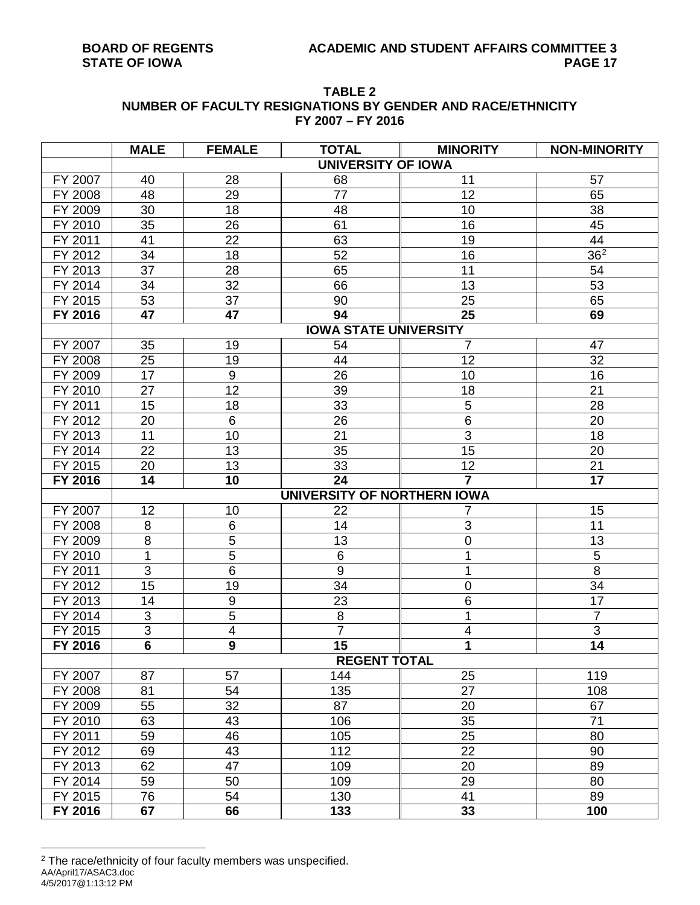**TABLE 2**
**NUMBER OF FACULTY RESIGNATIONS BY GENDER AND RACE/ETHNICITY**
**FY 2007 – FY 2016**

| | MALE | FEMALE | TOTAL | MINORITY | NON-MINORITY |
|---|---|---|---|---|---|
| | | | **UNIVERSITY OF IOWA** | | |
| FY 2007 | 40 | 28 | 68 | 11 | 57 |
| FY 2008 | 48 | 29 | 77 | 12 | 65 |
| FY 2009 | 30 | 18 | 48 | 10 | 38 |
| FY 2010 | 35 | 26 | 61 | 16 | 45 |
| FY 2011 | 41 | 22 | 63 | 19 | 44 |
| FY 2012 | 34 | 18 | 52 | 16 | 36[2] |
| FY 2013 | 37 | 28 | 65 | 11 | 54 |
| FY 2014 | 34 | 32 | 66 | 13 | 53 |
| FY 2015 | 53 | 37 | 90 | 25 | 65 |
| **FY 2016** | **47** | **47** | **94** | **25** | **69** |
| | | | **IOWA STATE UNIVERSITY** | | |
| FY 2007 | 35 | 19 | 54 | 7 | 47 |
| FY 2008 | 25 | 19 | 44 | 12 | 32 |
| FY 2009 | 17 | 9 | 26 | 10 | 16 |
| FY 2010 | 27 | 12 | 39 | 18 | 21 |
| FY 2011 | 15 | 18 | 33 | 5 | 28 |
| FY 2012 | 20 | 6 | 26 | 6 | 20 |
| FY 2013 | 11 | 10 | 21 | 3 | 18 |
| FY 2014 | 22 | 13 | 35 | 15 | 20 |
| FY 2015 | 20 | 13 | 33 | 12 | 21 |
| **FY 2016** | **14** | **10** | **24** | **7** | **17** |
| | | | **UNIVERSITY OF NORTHERN IOWA** | | |
| FY 2007 | 12 | 10 | 22 | 7 | 15 |
| FY 2008 | 8 | 6 | 14 | 3 | 11 |
| FY 2009 | 8 | 5 | 13 | 0 | 13 |
| FY 2010 | 1 | 5 | 6 | 1 | 5 |
| FY 2011 | 3 | 6 | 9 | 1 | 8 |
| FY 2012 | 15 | 19 | 34 | 0 | 34 |
| FY 2013 | 14 | 9 | 23 | 6 | 17 |
| FY 2014 | 3 | 5 | 8 | 1 | 7 |
| FY 2015 | 3 | 4 | 7 | 4 | 3 |
| **FY 2016** | **6** | **9** | **15** | **1** | **14** |
| | | | **REGENT TOTAL** | | |
| FY 2007 | 87 | 57 | 144 | 25 | 119 |
| FY 2008 | 81 | 54 | 135 | 27 | 108 |
| FY 2009 | 55 | 32 | 87 | 20 | 67 |
| FY 2010 | 63 | 43 | 106 | 35 | 71 |
| FY 2011 | 59 | 46 | 105 | 25 | 80 |
| FY 2012 | 69 | 43 | 112 | 22 | 90 |
| FY 2013 | 62 | 47 | 109 | 20 | 89 |
| FY 2014 | 59 | 50 | 109 | 29 | 80 |
| FY 2015 | 76 | 54 | 130 | 41 | 89 |
| **FY 2016** | **67** | **66** | **133** | **33** | **100** |

[2] The race/ethnicity of four faculty members was unspecified.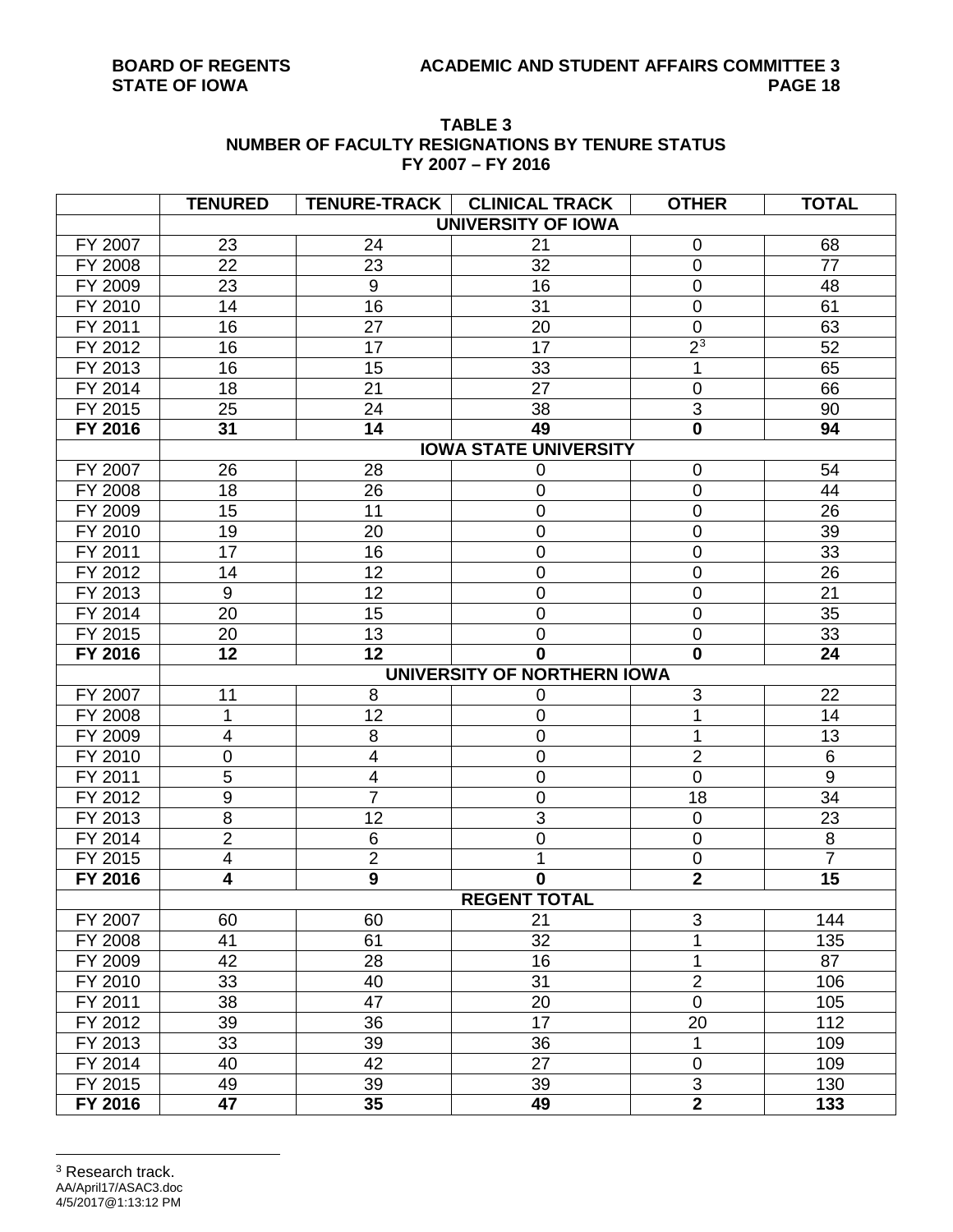**TABLE 3**
**NUMBER OF FACULTY RESIGNATIONS BY TENURE STATUS**
**FY 2007 – FY 2016**

| | TENURED | TENURE-TRACK | CLINICAL TRACK | OTHER | TOTAL |
|---|---|---|---|---|---|
| | | | **UNIVERSITY OF IOWA** | | |
| FY 2007 | 23 | 24 | 21 | 0 | 68 |
| FY 2008 | 22 | 23 | 32 | 0 | 77 |
| FY 2009 | 23 | 9 | 16 | 0 | 48 |
| FY 2010 | 14 | 16 | 31 | 0 | 61 |
| FY 2011 | 16 | 27 | 20 | 0 | 63 |
| FY 2012 | 16 | 17 | 17 | 2[3] | 52 |
| FY 2013 | 16 | 15 | 33 | 1 | 65 |
| FY 2014 | 18 | 21 | 27 | 0 | 66 |
| FY 2015 | 25 | 24 | 38 | 3 | 90 |
| **FY 2016** | **31** | **14** | **49** | **0** | **94** |
| | | | **IOWA STATE UNIVERSITY** | | |
| FY 2007 | 26 | 28 | 0 | 0 | 54 |
| FY 2008 | 18 | 26 | 0 | 0 | 44 |
| FY 2009 | 15 | 11 | 0 | 0 | 26 |
| FY 2010 | 19 | 20 | 0 | 0 | 39 |
| FY 2011 | 17 | 16 | 0 | 0 | 33 |
| FY 2012 | 14 | 12 | 0 | 0 | 26 |
| FY 2013 | 9 | 12 | 0 | 0 | 21 |
| FY 2014 | 20 | 15 | 0 | 0 | 35 |
| FY 2015 | 20 | 13 | 0 | 0 | 33 |
| **FY 2016** | **12** | **12** | **0** | **0** | **24** |
| | | | **UNIVERSITY OF NORTHERN IOWA** | | |
| FY 2007 | 11 | 8 | 0 | 3 | 22 |
| FY 2008 | 1 | 12 | 0 | 1 | 14 |
| FY 2009 | 4 | 8 | 0 | 1 | 13 |
| FY 2010 | 0 | 4 | 0 | 2 | 6 |
| FY 2011 | 5 | 4 | 0 | 0 | 9 |
| FY 2012 | 9 | 7 | 0 | 18 | 34 |
| FY 2013 | 8 | 12 | 3 | 0 | 23 |
| FY 2014 | 2 | 6 | 0 | 0 | 8 |
| FY 2015 | 4 | 2 | 1 | 0 | 7 |
| **FY 2016** | **4** | **9** | **0** | **2** | **15** |
| | | | **REGENT TOTAL** | | |
| FY 2007 | 60 | 60 | 21 | 3 | 144 |
| FY 2008 | 41 | 61 | 32 | 1 | 135 |
| FY 2009 | 42 | 28 | 16 | 1 | 87 |
| FY 2010 | 33 | 40 | 31 | 2 | 106 |
| FY 2011 | 38 | 47 | 20 | 0 | 105 |
| FY 2012 | 39 | 36 | 17 | 20 | 112 |
| FY 2013 | 33 | 39 | 36 | 1 | 109 |
| FY 2014 | 40 | 42 | 27 | 0 | 109 |
| FY 2015 | 49 | 39 | 39 | 3 | 130 |
| **FY 2016** | **47** | **35** | **49** | **2** | **133** |

[3] Research track.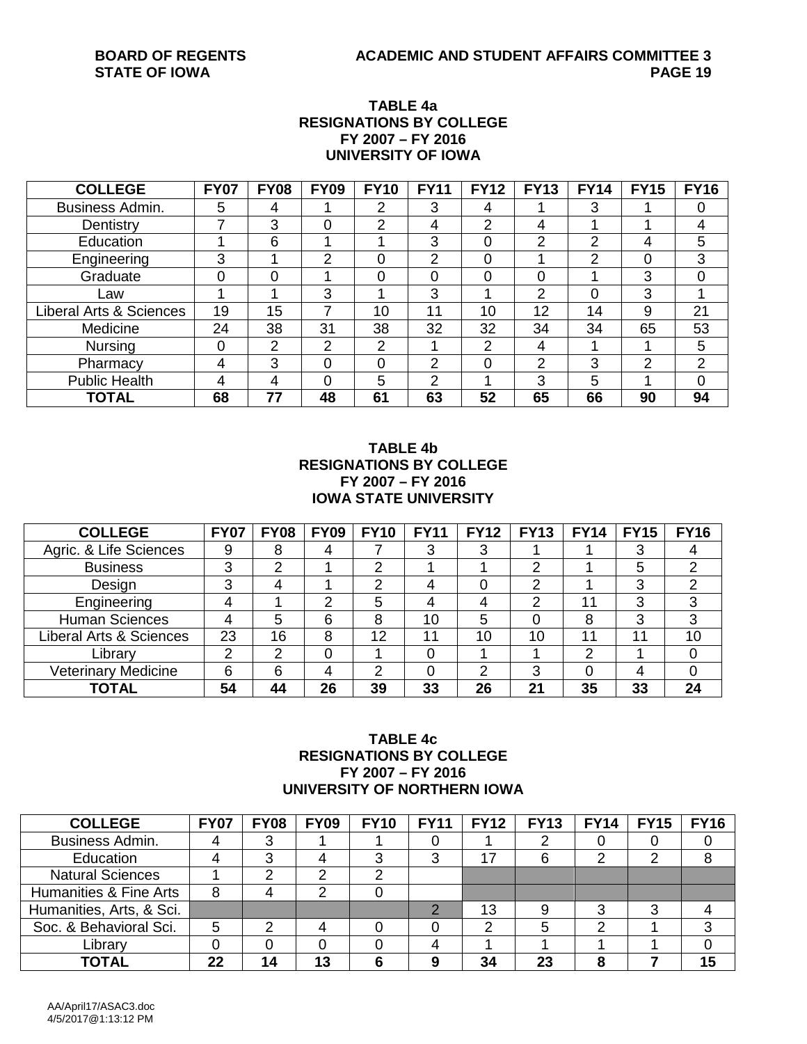## TABLE 4a
## RESIGNATIONS BY COLLEGE
## FY 2007 – FY 2016
## UNIVERSITY OF IOWA

| COLLEGE | FY07 | FY08 | FY09 | FY10 | FY11 | FY12 | FY13 | FY14 | FY15 | FY16 |
|---|---|---|---|---|---|---|---|---|---|---|
| Business Admin. | 5 | 4 | 1 | 2 | 3 | 4 | 1 | 3 | 1 | 0 |
| Dentistry | 7 | 3 | 0 | 2 | 4 | 2 | 4 | 1 | 1 | 4 |
| Education | 1 | 6 | 1 | 1 | 3 | 0 | 2 | 2 | 4 | 5 |
| Engineering | 3 | 1 | 2 | 0 | 2 | 0 | 1 | 2 | 0 | 3 |
| Graduate | 0 | 0 | 1 | 0 | 0 | 0 | 0 | 1 | 3 | 0 |
| Law | 1 | 1 | 3 | 1 | 3 | 1 | 2 | 0 | 3 | 1 |
| Liberal Arts & Sciences | 19 | 15 | 7 | 10 | 11 | 10 | 12 | 14 | 9 | 21 |
| Medicine | 24 | 38 | 31 | 38 | 32 | 32 | 34 | 34 | 65 | 53 |
| Nursing | 0 | 2 | 2 | 2 | 1 | 2 | 4 | 1 | 1 | 5 |
| Pharmacy | 4 | 3 | 0 | 0 | 2 | 0 | 2 | 3 | 2 | 2 |
| Public Health | 4 | 4 | 0 | 5 | 2 | 1 | 3 | 5 | 1 | 0 |
| **TOTAL** | **68** | **77** | **48** | **61** | **63** | **52** | **65** | **66** | **90** | **94** |

## TABLE 4b
## RESIGNATIONS BY COLLEGE
## FY 2007 – FY 2016
## IOWA STATE UNIVERSITY

| COLLEGE | FY07 | FY08 | FY09 | FY10 | FY11 | FY12 | FY13 | FY14 | FY15 | FY16 |
|---|---|---|---|---|---|---|---|---|---|---|
| Agric. & Life Sciences | 9 | 8 | 4 | 7 | 3 | 3 | 1 | 1 | 3 | 4 |
| Business | 3 | 2 | 1 | 2 | 1 | 1 | 2 | 1 | 5 | 2 |
| Design | 3 | 4 | 1 | 2 | 4 | 0 | 2 | 1 | 3 | 2 |
| Engineering | 4 | 1 | 2 | 5 | 4 | 4 | 2 | 11 | 3 | 3 |
| Human Sciences | 4 | 5 | 6 | 8 | 10 | 5 | 0 | 8 | 3 | 3 |
| Liberal Arts & Sciences | 23 | 16 | 8 | 12 | 11 | 10 | 10 | 11 | 11 | 10 |
| Library | 2 | 2 | 0 | 1 | 0 | 1 | 1 | 2 | 1 | 0 |
| Veterinary Medicine | 6 | 6 | 4 | 2 | 0 | 2 | 3 | 0 | 4 | 0 |
| **TOTAL** | **54** | **44** | **26** | **39** | **33** | **26** | **21** | **35** | **33** | **24** |

## TABLE 4c
## RESIGNATIONS BY COLLEGE
## FY 2007 – FY 2016
## UNIVERSITY OF NORTHERN IOWA

| COLLEGE | FY07 | FY08 | FY09 | FY10 | FY11 | FY12 | FY13 | FY14 | FY15 | FY16 |
|---|---|---|---|---|---|---|---|---|---|---|
| Business Admin. | 4 | 3 | 1 | 1 | 0 | 1 | 2 | 0 | 0 | 0 |
| Education | 4 | 3 | 4 | 3 | 3 | 17 | 6 | 2 | 2 | 8 |
| Natural Sciences | 1 | 2 | 2 | 2 | | | | | | |
| Humanities & Fine Arts | 8 | 4 | 2 | 0 | | | | | | |
| Humanities, Arts, & Sci. | | | | | 2 | 13 | 9 | 3 | 3 | 4 |
| Soc. & Behavioral Sci. | 5 | 2 | 4 | 0 | 0 | 2 | 5 | 2 | 1 | 3 |
| Library | 0 | 0 | 0 | 0 | 4 | 1 | 1 | 1 | 1 | 0 |
| **TOTAL** | **22** | **14** | **13** | **6** | **9** | **34** | **23** | **8** | **7** | **15** |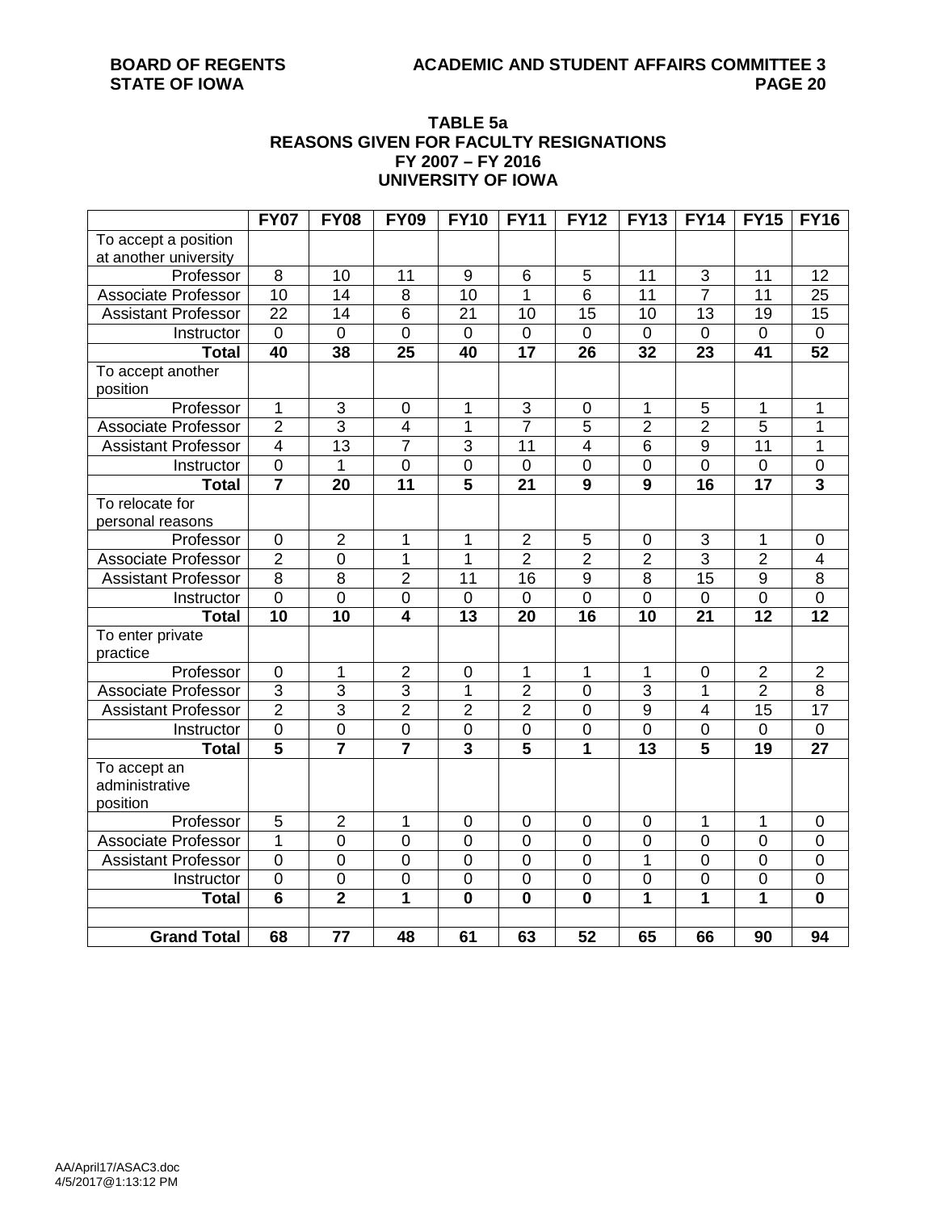**BOARD OF REGENTS**
**STATE OF IOWA**

**ACADEMIC AND STUDENT AFFAIRS COMMITTEE 3**

## TABLE 5a
## REASONS GIVEN FOR FACULTY RESIGNATIONS
## FY 2007 – FY 2016
## UNIVERSITY OF IOWA

| | FY07 | FY08 | FY09 | FY10 | FY11 | FY12 | FY13 | FY14 | FY15 | FY16 |
|---|---|---|---|---|---|---|---|---|---|---|
| To accept a position at another university | | | | | | | | | | |
| Professor | 8 | 10 | 11 | 9 | 6 | 5 | 11 | 3 | 11 | 12 |
| Associate Professor | 10 | 14 | 8 | 10 | 1 | 6 | 11 | 7 | 11 | 25 |
| Assistant Professor | 22 | 14 | 6 | 21 | 10 | 15 | 10 | 13 | 19 | 15 |
| Instructor | 0 | 0 | 0 | 0 | 0 | 0 | 0 | 0 | 0 | 0 |
| **Total** | **40** | **38** | **25** | **40** | **17** | **26** | **32** | **23** | **41** | **52** |
| To accept another position | | | | | | | | | | |
| Professor | 1 | 3 | 0 | 1 | 3 | 0 | 1 | 5 | 1 | 1 |
| Associate Professor | 2 | 3 | 4 | 1 | 7 | 5 | 2 | 2 | 5 | 1 |
| Assistant Professor | 4 | 13 | 7 | 3 | 11 | 4 | 6 | 9 | 11 | 1 |
| Instructor | 0 | 1 | 0 | 0 | 0 | 0 | 0 | 0 | 0 | 0 |
| **Total** | **7** | **20** | **11** | **5** | **21** | **9** | **9** | **16** | **17** | **3** |
| To relocate for personal reasons | | | | | | | | | | |
| Professor | 0 | 2 | 1 | 1 | 2 | 5 | 0 | 3 | 1 | 0 |
| Associate Professor | 2 | 0 | 1 | 1 | 2 | 2 | 2 | 3 | 2 | 4 |
| Assistant Professor | 8 | 8 | 2 | 11 | 16 | 9 | 8 | 15 | 9 | 8 |
| Instructor | 0 | 0 | 0 | 0 | 0 | 0 | 0 | 0 | 0 | 0 |
| **Total** | **10** | **10** | **4** | **13** | **20** | **16** | **10** | **21** | **12** | **12** |
| To enter private practice | | | | | | | | | | |
| Professor | 0 | 1 | 2 | 0 | 1 | 1 | 1 | 0 | 2 | 2 |
| Associate Professor | 3 | 3 | 3 | 1 | 2 | 0 | 3 | 1 | 2 | 8 |
| Assistant Professor | 2 | 3 | 2 | 2 | 2 | 0 | 9 | 4 | 15 | 17 |
| Instructor | 0 | 0 | 0 | 0 | 0 | 0 | 0 | 0 | 0 | 0 |
| **Total** | **5** | **7** | **7** | **3** | **5** | **1** | **13** | **5** | **19** | **27** |
| To accept an administrative position | | | | | | | | | | |
| Professor | 5 | 2 | 1 | 0 | 0 | 0 | 0 | 1 | 1 | 0 |
| Associate Professor | 1 | 0 | 0 | 0 | 0 | 0 | 0 | 0 | 0 | 0 |
| Assistant Professor | 0 | 0 | 0 | 0 | 0 | 0 | 1 | 0 | 0 | 0 |
| Instructor | 0 | 0 | 0 | 0 | 0 | 0 | 0 | 0 | 0 | 0 |
| **Total** | **6** | **2** | **1** | **0** | **0** | **0** | **1** | **1** | **1** | **0** |
| | | | | | | | | | | |
| **Grand Total** | **68** | **77** | **48** | **61** | **63** | **52** | **65** | **66** | **90** | **94** |

AA/April17/ASAC3.doc
4/5/2017@1:13:12 PM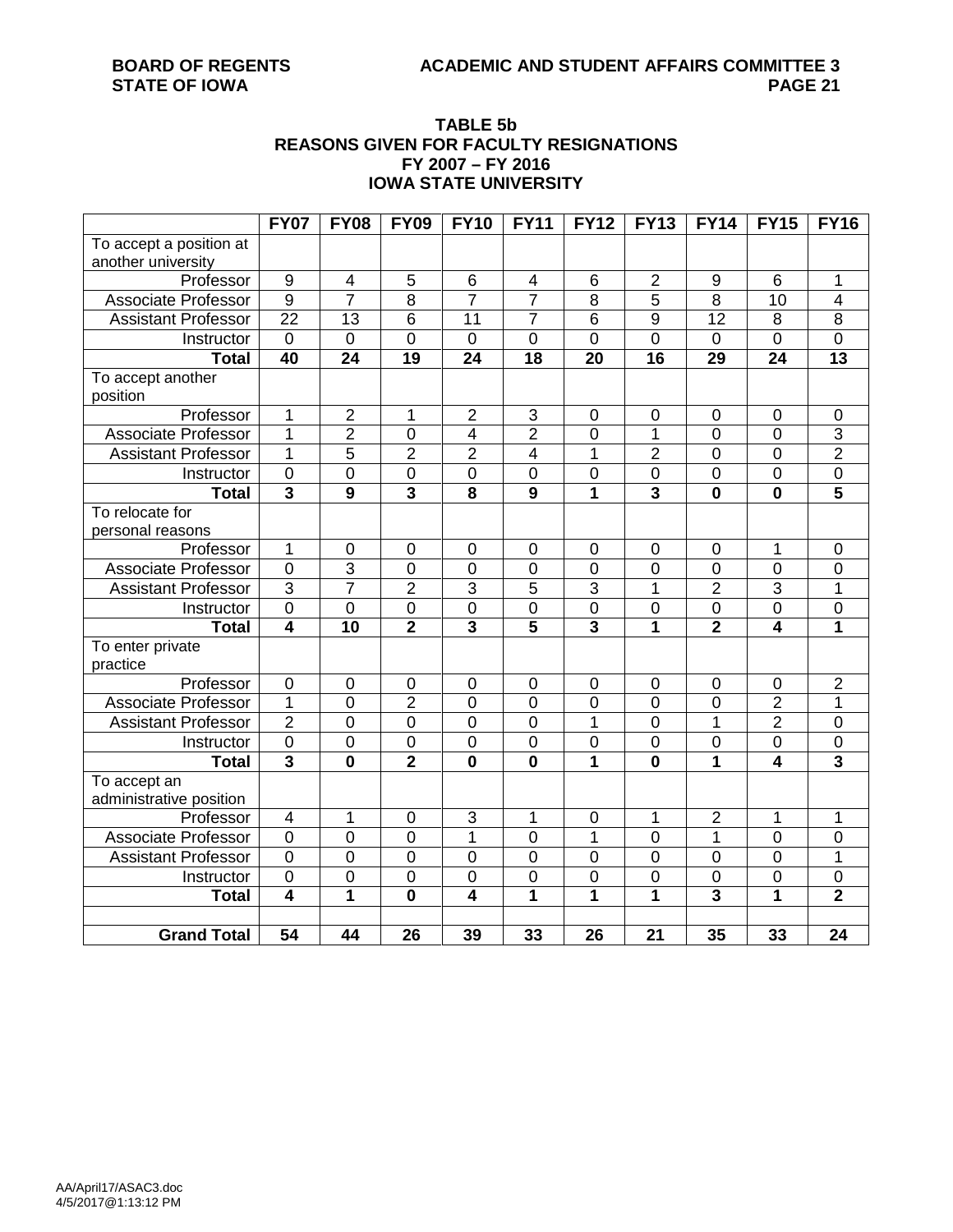### TABLE 5b
### REASONS GIVEN FOR FACULTY RESIGNATIONS
### FY 2007 – FY 2016
### IOWA STATE UNIVERSITY

| | FY07 | FY08 | FY09 | FY10 | FY11 | FY12 | FY13 | FY14 | FY15 | FY16 |
|---|---|---|---|---|---|---|---|---|---|---|
| To accept a position at another university | | | | | | | | | | |
| Professor | 9 | 4 | 5 | 6 | 4 | 6 | 2 | 9 | 6 | 1 |
| Associate Professor | 9 | 7 | 8 | 7 | 7 | 8 | 5 | 8 | 10 | 4 |
| Assistant Professor | 22 | 13 | 6 | 11 | 7 | 6 | 9 | 12 | 8 | 8 |
| Instructor | 0 | 0 | 0 | 0 | 0 | 0 | 0 | 0 | 0 | 0 |
| **Total** | **40** | **24** | **19** | **24** | **18** | **20** | **16** | **29** | **24** | **13** |
| To accept another position | | | | | | | | | | |
| Professor | 1 | 2 | 1 | 2 | 3 | 0 | 0 | 0 | 0 | 0 |
| Associate Professor | 1 | 2 | 0 | 4 | 2 | 0 | 1 | 0 | 0 | 3 |
| Assistant Professor | 1 | 5 | 2 | 2 | 4 | 1 | 2 | 0 | 0 | 2 |
| Instructor | 0 | 0 | 0 | 0 | 0 | 0 | 0 | 0 | 0 | 0 |
| **Total** | **3** | **9** | **3** | **8** | **9** | **1** | **3** | **0** | **0** | **5** |
| To relocate for personal reasons | | | | | | | | | | |
| Professor | 1 | 0 | 0 | 0 | 0 | 0 | 0 | 0 | 1 | 0 |
| Associate Professor | 0 | 3 | 0 | 0 | 0 | 0 | 0 | 0 | 0 | 0 |
| Assistant Professor | 3 | 7 | 2 | 3 | 5 | 3 | 1 | 2 | 3 | 1 |
| Instructor | 0 | 0 | 0 | 0 | 0 | 0 | 0 | 0 | 0 | 0 |
| **Total** | **4** | **10** | **2** | **3** | **5** | **3** | **1** | **2** | **4** | **1** |
| To enter private practice | | | | | | | | | | |
| Professor | 0 | 0 | 0 | 0 | 0 | 0 | 0 | 0 | 0 | 2 |
| Associate Professor | 1 | 0 | 2 | 0 | 0 | 0 | 0 | 0 | 2 | 1 |
| Assistant Professor | 2 | 0 | 0 | 0 | 0 | 1 | 0 | 1 | 2 | 0 |
| Instructor | 0 | 0 | 0 | 0 | 0 | 0 | 0 | 0 | 0 | 0 |
| **Total** | **3** | **0** | **2** | **0** | **0** | **1** | **0** | **1** | **4** | **3** |
| To accept an administrative position | | | | | | | | | | |
| Professor | 4 | 1 | 0 | 3 | 1 | 0 | 1 | 2 | 1 | 1 |
| Associate Professor | 0 | 0 | 0 | 1 | 0 | 1 | 0 | 1 | 0 | 0 |
| Assistant Professor | 0 | 0 | 0 | 0 | 0 | 0 | 0 | 0 | 0 | 1 |
| Instructor | 0 | 0 | 0 | 0 | 0 | 0 | 0 | 0 | 0 | 0 |
| **Total** | **4** | **1** | **0** | **4** | **1** | **1** | **1** | **3** | **1** | **2** |
| | | | | | | | | | | |
| **Grand Total** | **54** | **44** | **26** | **39** | **33** | **26** | **21** | **35** | **33** | **24** |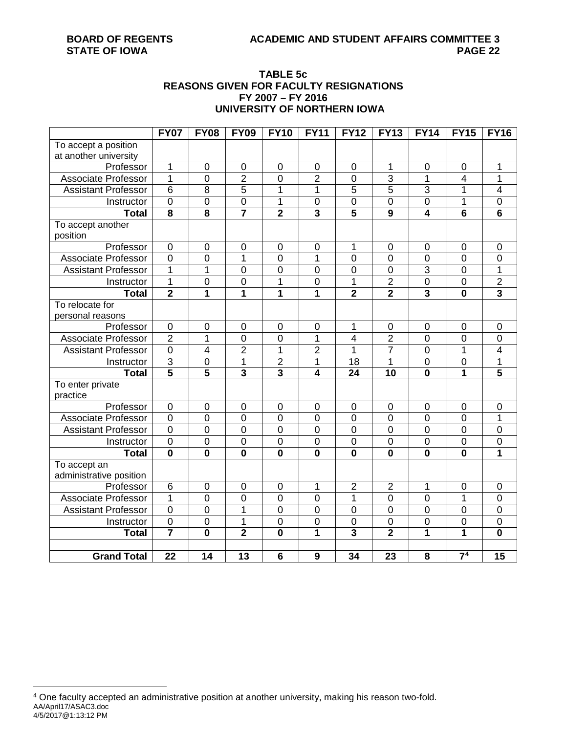### TABLE 5c
### REASONS GIVEN FOR FACULTY RESIGNATIONS
### FY 2007 – FY 2016
### UNIVERSITY OF NORTHERN IOWA

| | FY07 | FY08 | FY09 | FY10 | FY11 | FY12 | FY13 | FY14 | FY15 | FY16 |
|---|---|---|---|---|---|---|---|---|---|---|
| To accept a position at another university | | | | | | | | | | |
| Professor | 1 | 0 | 0 | 0 | 0 | 0 | 1 | 0 | 0 | 1 |
| Associate Professor | 1 | 0 | 2 | 0 | 2 | 0 | 3 | 1 | 4 | 1 |
| Assistant Professor | 6 | 8 | 5 | 1 | 1 | 5 | 5 | 3 | 1 | 4 |
| Instructor | 0 | 0 | 0 | 1 | 0 | 0 | 0 | 0 | 1 | 0 |
| **Total** | **8** | **8** | **7** | **2** | **3** | **5** | **9** | **4** | **6** | **6** |
| To accept another position | | | | | | | | | | |
| Professor | 0 | 0 | 0 | 0 | 0 | 1 | 0 | 0 | 0 | 0 |
| Associate Professor | 0 | 0 | 1 | 0 | 1 | 0 | 0 | 0 | 0 | 0 |
| Assistant Professor | 1 | 1 | 0 | 0 | 0 | 0 | 0 | 3 | 0 | 1 |
| Instructor | 1 | 0 | 0 | 1 | 0 | 1 | 2 | 0 | 0 | 2 |
| **Total** | **2** | **1** | **1** | **1** | **1** | **2** | **2** | **3** | **0** | **3** |
| To relocate for personal reasons | | | | | | | | | | |
| Professor | 0 | 0 | 0 | 0 | 0 | 1 | 0 | 0 | 0 | 0 |
| Associate Professor | 2 | 1 | 0 | 0 | 1 | 4 | 2 | 0 | 0 | 0 |
| Assistant Professor | 0 | 4 | 2 | 1 | 2 | 1 | 7 | 0 | 1 | 4 |
| Instructor | 3 | 0 | 1 | 2 | 1 | 18 | 1 | 0 | 0 | 1 |
| **Total** | **5** | **5** | **3** | **3** | **4** | **24** | **10** | **0** | **1** | **5** |
| To enter private practice | | | | | | | | | | |
| Professor | 0 | 0 | 0 | 0 | 0 | 0 | 0 | 0 | 0 | 0 |
| Associate Professor | 0 | 0 | 0 | 0 | 0 | 0 | 0 | 0 | 0 | 1 |
| Assistant Professor | 0 | 0 | 0 | 0 | 0 | 0 | 0 | 0 | 0 | 0 |
| Instructor | 0 | 0 | 0 | 0 | 0 | 0 | 0 | 0 | 0 | 0 |
| **Total** | **0** | **0** | **0** | **0** | **0** | **0** | **0** | **0** | **0** | **1** |
| To accept an administrative position | | | | | | | | | | |
| Professor | 6 | 0 | 0 | 0 | 1 | 2 | 2 | 1 | 0 | 0 |
| Associate Professor | 1 | 0 | 0 | 0 | 0 | 1 | 0 | 0 | 1 | 0 |
| Assistant Professor | 0 | 0 | 1 | 0 | 0 | 0 | 0 | 0 | 0 | 0 |
| Instructor | 0 | 0 | 1 | 0 | 0 | 0 | 0 | 0 | 0 | 0 |
| **Total** | **7** | **0** | **2** | **0** | **1** | **3** | **2** | **1** | **1** | **0** |
| | | | | | | | | | | |
| **Grand Total** | **22** | **14** | **13** | **6** | **9** | **34** | **23** | **8** | **7**[4] | **15** |

[4] One faculty accepted an administrative position at another university, making his reason two-fold.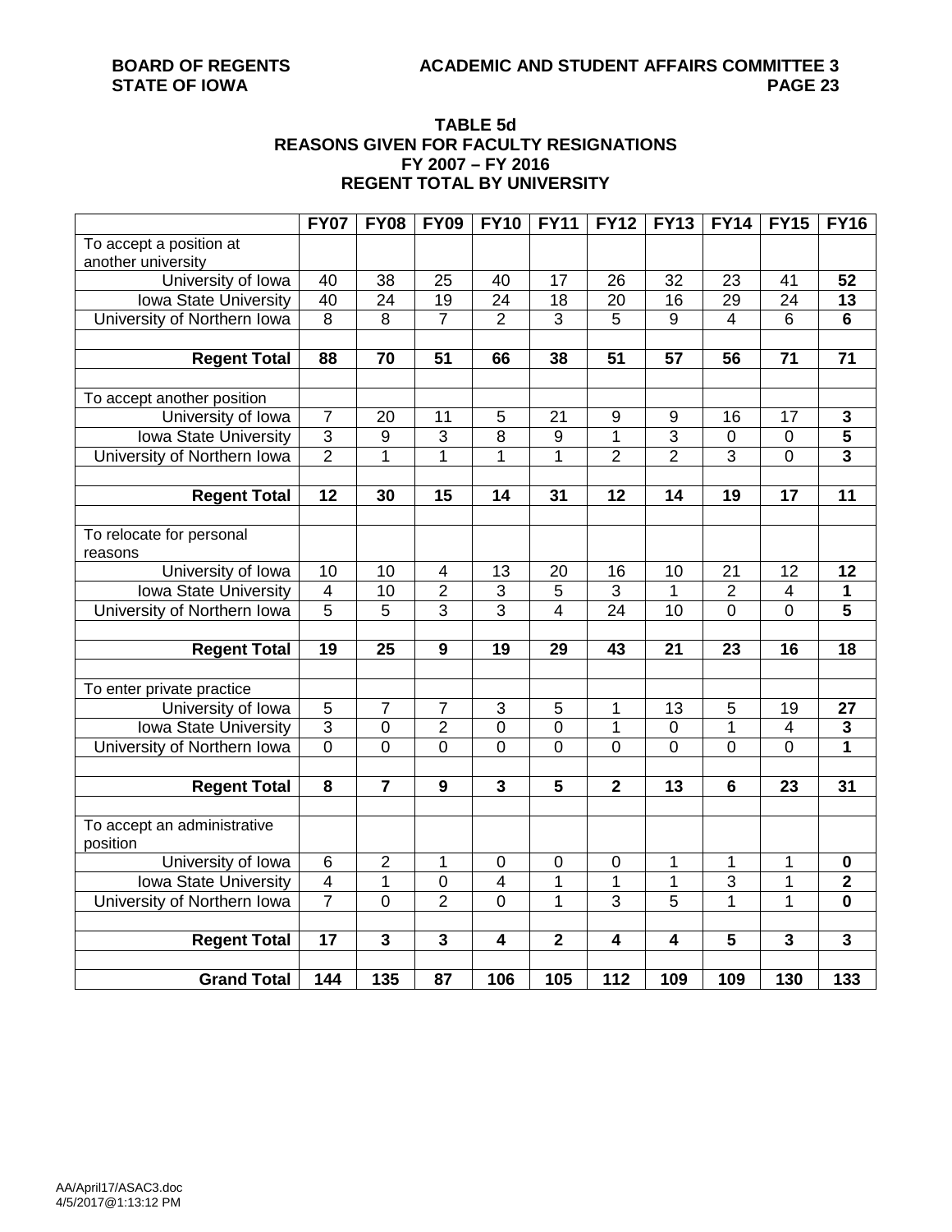### TABLE 5d
### REASONS GIVEN FOR FACULTY RESIGNATIONS
### FY 2007 – FY 2016
### REGENT TOTAL BY UNIVERSITY

| | FY07 | FY08 | FY09 | FY10 | FY11 | FY12 | FY13 | FY14 | FY15 | FY16 |
|---|---|---|---|---|---|---|---|---|---|---|
| To accept a position at another university | | | | | | | | | | |
| University of Iowa | 40 | 38 | 25 | 40 | 17 | 26 | 32 | 23 | 41 | **52** |
| Iowa State University | 40 | 24 | 19 | 24 | 18 | 20 | 16 | 29 | 24 | **13** |
| University of Northern Iowa | 8 | 8 | 7 | 2 | 3 | 5 | 9 | 4 | 6 | **6** |
| | | | | | | | | | | |
| **Regent Total** | **88** | **70** | **51** | **66** | **38** | **51** | **57** | **56** | **71** | **71** |
| | | | | | | | | | | |
| To accept another position | | | | | | | | | | |
| University of Iowa | 7 | 20 | 11 | 5 | 21 | 9 | 9 | 16 | 17 | **3** |
| Iowa State University | 3 | 9 | 3 | 8 | 9 | 1 | 3 | 0 | 0 | **5** |
| University of Northern Iowa | 2 | 1 | 1 | 1 | 1 | 2 | 2 | 3 | 0 | **3** |
| | | | | | | | | | | |
| **Regent Total** | **12** | **30** | **15** | **14** | **31** | **12** | **14** | **19** | **17** | **11** |
| | | | | | | | | | | |
| To relocate for personal reasons | | | | | | | | | | |
| University of Iowa | 10 | 10 | 4 | 13 | 20 | 16 | 10 | 21 | 12 | **12** |
| Iowa State University | 4 | 10 | 2 | 3 | 5 | 3 | 1 | 2 | 4 | **1** |
| University of Northern Iowa | 5 | 5 | 3 | 3 | 4 | 24 | 10 | 0 | 0 | **5** |
| | | | | | | | | | | |
| **Regent Total** | **19** | **25** | **9** | **19** | **29** | **43** | **21** | **23** | **16** | **18** |
| | | | | | | | | | | |
| To enter private practice | | | | | | | | | | |
| University of Iowa | 5 | 7 | 7 | 3 | 5 | 1 | 13 | 5 | 19 | **27** |
| Iowa State University | 3 | 0 | 2 | 0 | 0 | 1 | 0 | 1 | 4 | **3** |
| University of Northern Iowa | 0 | 0 | 0 | 0 | 0 | 0 | 0 | 0 | 0 | **1** |
| | | | | | | | | | | |
| **Regent Total** | **8** | **7** | **9** | **3** | **5** | **2** | **13** | **6** | **23** | **31** |
| | | | | | | | | | | |
| To accept an administrative position | | | | | | | | | | |
| University of Iowa | 6 | 2 | 1 | 0 | 0 | 0 | 1 | 1 | 1 | **0** |
| Iowa State University | 4 | 1 | 0 | 4 | 1 | 1 | 1 | 3 | 1 | **2** |
| University of Northern Iowa | 7 | 0 | 2 | 0 | 1 | 3 | 5 | 1 | 1 | **0** |
| | | | | | | | | | | |
| **Regent Total** | **17** | **3** | **3** | **4** | **2** | **4** | **4** | **5** | **3** | **3** |
| | | | | | | | | | | |
| **Grand Total** | **144** | **135** | **87** | **106** | **105** | **112** | **109** | **109** | **130** | **133** |

AA/April17/ASAC3.doc
4/5/2017@1:13:12 PM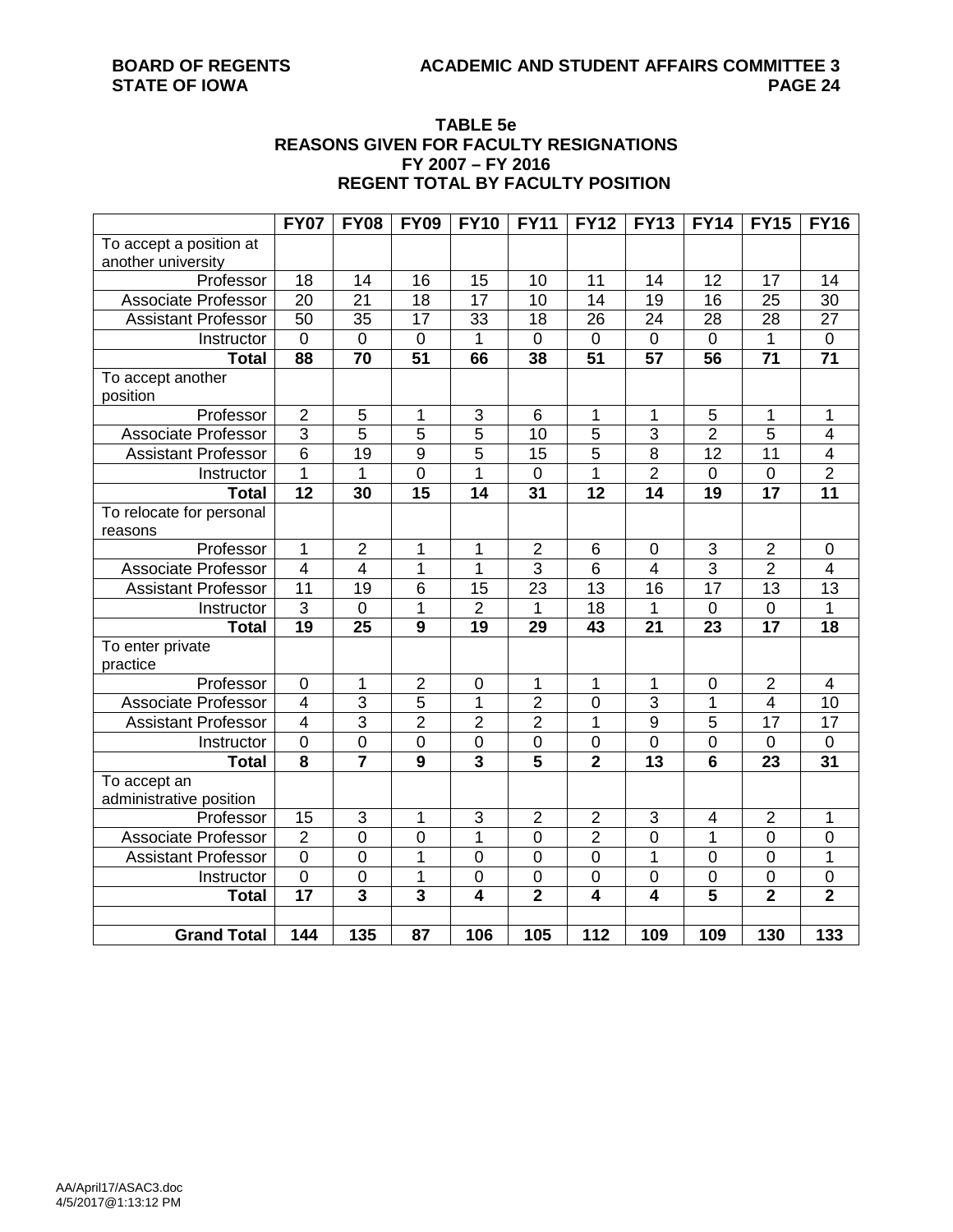### TABLE 5e
### REASONS GIVEN FOR FACULTY RESIGNATIONS
### FY 2007 – FY 2016
### REGENT TOTAL BY FACULTY POSITION

| | FY07 | FY08 | FY09 | FY10 | FY11 | FY12 | FY13 | FY14 | FY15 | FY16 |
|---|---|---|---|---|---|---|---|---|---|---|
| To accept a position at another university | | | | | | | | | | |
| Professor | 18 | 14 | 16 | 15 | 10 | 11 | 14 | 12 | 17 | 14 |
| Associate Professor | 20 | 21 | 18 | 17 | 10 | 14 | 19 | 16 | 25 | 30 |
| Assistant Professor | 50 | 35 | 17 | 33 | 18 | 26 | 24 | 28 | 28 | 27 |
| Instructor | 0 | 0 | 0 | 1 | 0 | 0 | 0 | 0 | 1 | 0 |
| **Total** | **88** | **70** | **51** | **66** | **38** | **51** | **57** | **56** | **71** | **71** |
| To accept another position | | | | | | | | | | |
| Professor | 2 | 5 | 1 | 3 | 6 | 1 | 1 | 5 | 1 | 1 |
| Associate Professor | 3 | 5 | 5 | 5 | 10 | 5 | 3 | 2 | 5 | 4 |
| Assistant Professor | 6 | 19 | 9 | 5 | 15 | 5 | 8 | 12 | 11 | 4 |
| Instructor | 1 | 1 | 0 | 1 | 0 | 1 | 2 | 0 | 0 | 2 |
| **Total** | **12** | **30** | **15** | **14** | **31** | **12** | **14** | **19** | **17** | **11** |
| To relocate for personal reasons | | | | | | | | | | |
| Professor | 1 | 2 | 1 | 1 | 2 | 6 | 0 | 3 | 2 | 0 |
| Associate Professor | 4 | 4 | 1 | 1 | 3 | 6 | 4 | 3 | 2 | 4 |
| Assistant Professor | 11 | 19 | 6 | 15 | 23 | 13 | 16 | 17 | 13 | 13 |
| Instructor | 3 | 0 | 1 | 2 | 1 | 18 | 1 | 0 | 0 | 1 |
| **Total** | **19** | **25** | **9** | **19** | **29** | **43** | **21** | **23** | **17** | **18** |
| To enter private practice | | | | | | | | | | |
| Professor | 0 | 1 | 2 | 0 | 1 | 1 | 1 | 0 | 2 | 4 |
| Associate Professor | 4 | 3 | 5 | 1 | 2 | 0 | 3 | 1 | 4 | 10 |
| Assistant Professor | 4 | 3 | 2 | 2 | 2 | 1 | 9 | 5 | 17 | 17 |
| Instructor | 0 | 0 | 0 | 0 | 0 | 0 | 0 | 0 | 0 | 0 |
| **Total** | **8** | **7** | **9** | **3** | **5** | **2** | **13** | **6** | **23** | **31** |
| To accept an administrative position | | | | | | | | | | |
| Professor | 15 | 3 | 1 | 3 | 2 | 2 | 3 | 4 | 2 | 1 |
| Associate Professor | 2 | 0 | 0 | 1 | 0 | 2 | 0 | 1 | 0 | 0 |
| Assistant Professor | 0 | 0 | 1 | 0 | 0 | 0 | 1 | 0 | 0 | 1 |
| Instructor | 0 | 0 | 1 | 0 | 0 | 0 | 0 | 0 | 0 | 0 |
| **Total** | **17** | **3** | **3** | **4** | **2** | **4** | **4** | **5** | **2** | **2** |
| | | | | | | | | | | |
| **Grand Total** | **144** | **135** | **87** | **106** | **105** | **112** | **109** | **109** | **130** | **133** |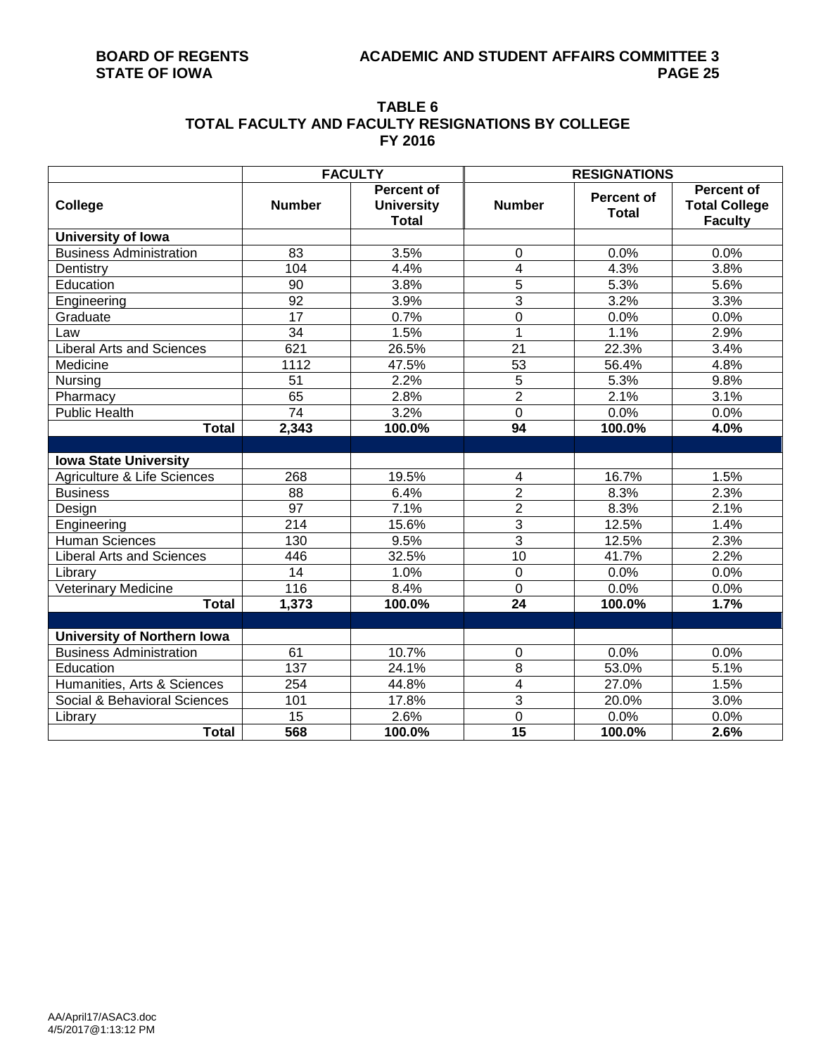## TABLE 6
## TOTAL FACULTY AND FACULTY RESIGNATIONS BY COLLEGE
## FY 2016

| | FACULTY | | RESIGNATIONS | | |
|---|---|---|---|---|---|
| **College** | **Number** | **Percent of University Total** | **Number** | **Percent of Total** | **Percent of Total College Faculty** |
| **University of Iowa** | | | | | |
| Business Administration | 83 | 3.5% | 0 | 0.0% | 0.0% |
| Dentistry | 104 | 4.4% | 4 | 4.3% | 3.8% |
| Education | 90 | 3.8% | 5 | 5.3% | 5.6% |
| Engineering | 92 | 3.9% | 3 | 3.2% | 3.3% |
| Graduate | 17 | 0.7% | 0 | 0.0% | 0.0% |
| Law | 34 | 1.5% | 1 | 1.1% | 2.9% |
| Liberal Arts and Sciences | 621 | 26.5% | 21 | 22.3% | 3.4% |
| Medicine | 1112 | 47.5% | 53 | 56.4% | 4.8% |
| Nursing | 51 | 2.2% | 5 | 5.3% | 9.8% |
| Pharmacy | 65 | 2.8% | 2 | 2.1% | 3.1% |
| Public Health | 74 | 3.2% | 0 | 0.0% | 0.0% |
| **Total** | **2,343** | **100.0%** | **94** | **100.0%** | **4.0%** |
| | | | | | |
| **Iowa State University** | | | | | |
| Agriculture & Life Sciences | 268 | 19.5% | 4 | 16.7% | 1.5% |
| Business | 88 | 6.4% | 2 | 8.3% | 2.3% |
| Design | 97 | 7.1% | 2 | 8.3% | 2.1% |
| Engineering | 214 | 15.6% | 3 | 12.5% | 1.4% |
| Human Sciences | 130 | 9.5% | 3 | 12.5% | 2.3% |
| Liberal Arts and Sciences | 446 | 32.5% | 10 | 41.7% | 2.2% |
| Library | 14 | 1.0% | 0 | 0.0% | 0.0% |
| Veterinary Medicine | 116 | 8.4% | 0 | 0.0% | 0.0% |
| **Total** | **1,373** | **100.0%** | **24** | **100.0%** | **1.7%** |
| | | | | | |
| **University of Northern Iowa** | | | | | |
| Business Administration | 61 | 10.7% | 0 | 0.0% | 0.0% |
| Education | 137 | 24.1% | 8 | 53.0% | 5.1% |
| Humanities, Arts & Sciences | 254 | 44.8% | 4 | 27.0% | 1.5% |
| Social & Behavioral Sciences | 101 | 17.8% | 3 | 20.0% | 3.0% |
| Library | 15 | 2.6% | 0 | 0.0% | 0.0% |
| **Total** | **568** | **100.0%** | **15** | **100.0%** | **2.6%** |